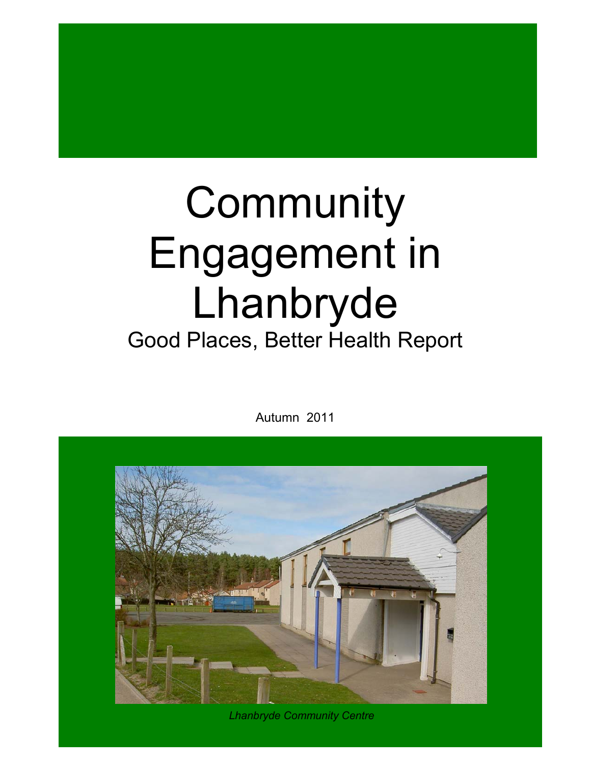# Community Engagement in Lhanbryde

## Good Places, Better Health Report

Autumn 2011

*Lhanbryde Community Centre*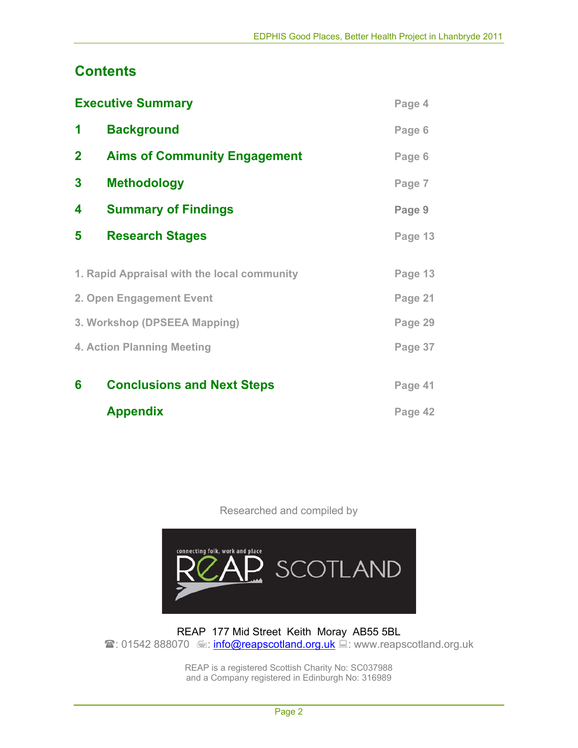# Contents

| | | |
|---|---|---|
| **Executive Summary** | | Page 4 |
| 1 | **Background** | Page 6 |
| 2 | **Aims of Community Engagement** | Page 6 |
| 3 | **Methodology** | Page 7 |
| 4 | **Summary of Findings** | Page 9 |
| 5 | **Research Stages** | Page 13 |
| 1. Rapid Appraisal with the local community | | Page 13 |
| 2. Open Engagement Event | | Page 21 |
| 3. Workshop (DPSEEA Mapping) | | Page 29 |
| 4. Action Planning Meeting | | Page 37 |
| 6 | **Conclusions and Next Steps** | Page 41 |
| | **Appendix** | Page 42 |

Researched and compiled by

connecting folk, work and place
REAP SCOTLAND

REAP 177 Mid Street Keith Moray AB55 5BL
☎: 01542 888070 : info@reapscotland.org.uk : www.reapscotland.org.uk

REAP is a registered Scottish Charity No: SC037988
and a Company registered in Edinburgh No: 316989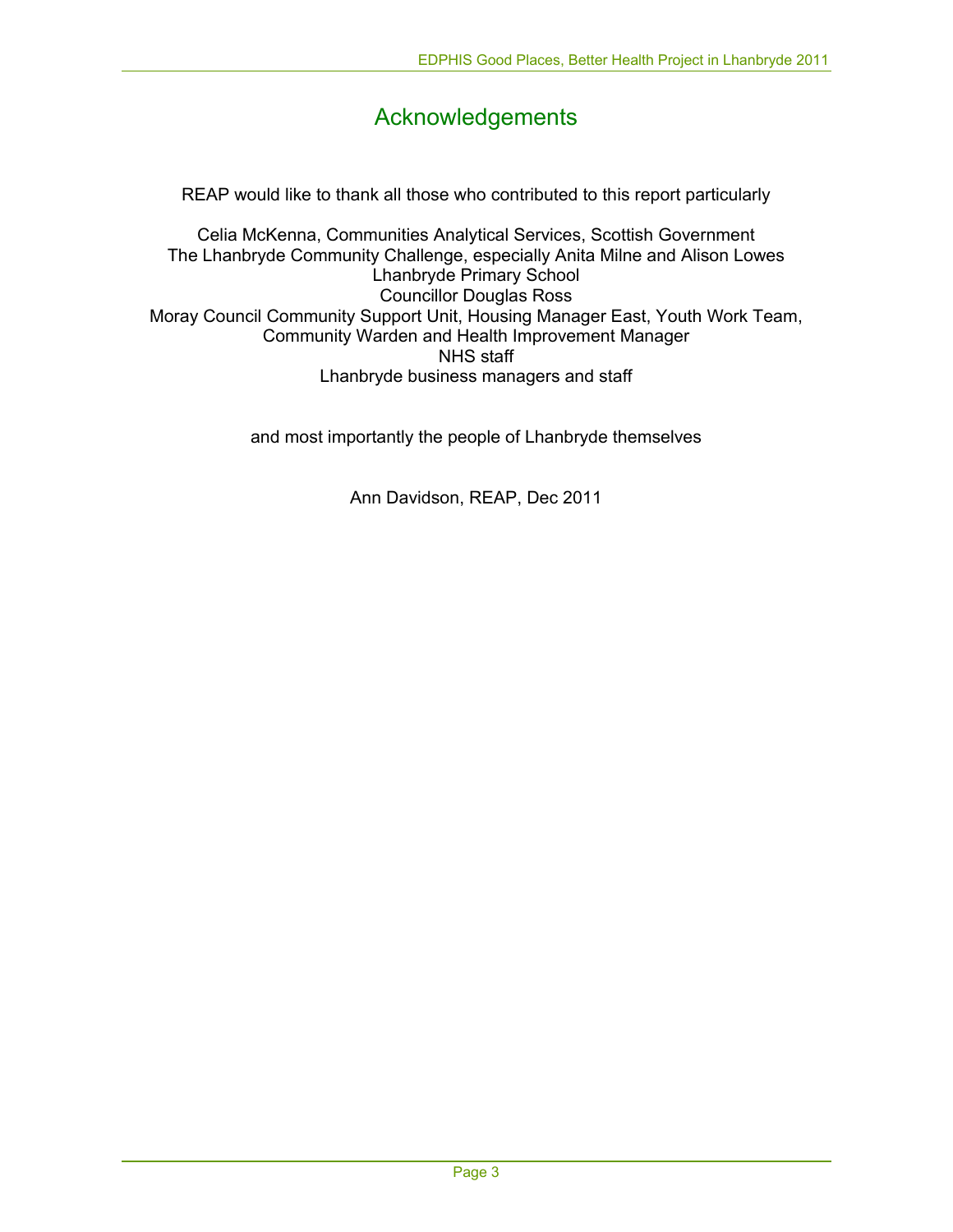# Acknowledgements

REAP would like to thank all those who contributed to this report particularly

Celia McKenna, Communities Analytical Services, Scottish Government
The Lhanbryde Community Challenge, especially Anita Milne and Alison Lowes
Lhanbryde Primary School
Councillor Douglas Ross
Moray Council Community Support Unit, Housing Manager East, Youth Work Team, Community Warden and Health Improvement Manager
NHS staff
Lhanbryde business managers and staff

and most importantly the people of Lhanbryde themselves

Ann Davidson, REAP, Dec 2011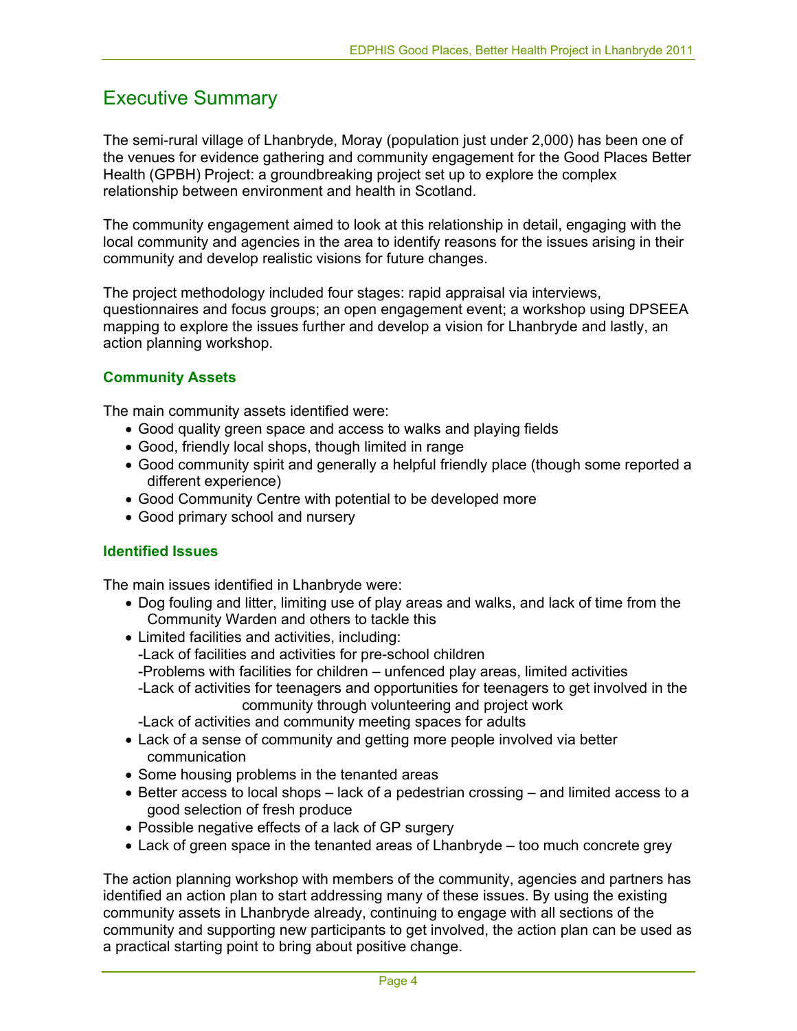# Executive Summary

The semi-rural village of Lhanbryde, Moray (population just under 2,000) has been one of the venues for evidence gathering and community engagement for the Good Places Better Health (GPBH) Project: a groundbreaking project set up to explore the complex relationship between environment and health in Scotland.

The community engagement aimed to look at this relationship in detail, engaging with the local community and agencies in the area to identify reasons for the issues arising in their community and develop realistic visions for future changes.

The project methodology included four stages: rapid appraisal via interviews, questionnaires and focus groups; an open engagement event; a workshop using DPSEEA mapping to explore the issues further and develop a vision for Lhanbryde and lastly, an action planning workshop.

### Community Assets

The main community assets identified were:

- Good quality green space and access to walks and playing fields
- Good, friendly local shops, though limited in range
- Good community spirit and generally a helpful friendly place (though some reported a different experience)
- Good Community Centre with potential to be developed more
- Good primary school and nursery

### Identified Issues

The main issues identified in Lhanbryde were:

- Dog fouling and litter, limiting use of play areas and walks, and lack of time from the Community Warden and others to tackle this
- Limited facilities and activities, including:
  - Lack of facilities and activities for pre-school children
  - Problems with facilities for children – unfenced play areas, limited activities
  - Lack of activities for teenagers and opportunities for teenagers to get involved in the community through volunteering and project work
  - Lack of activities and community meeting spaces for adults
- Lack of a sense of community and getting more people involved via better communication
- Some housing problems in the tenanted areas
- Better access to local shops – lack of a pedestrian crossing – and limited access to a good selection of fresh produce
- Possible negative effects of a lack of GP surgery
- Lack of green space in the tenanted areas of Lhanbryde – too much concrete grey

The action planning workshop with members of the community, agencies and partners has identified an action plan to start addressing many of these issues. By using the existing community assets in Lhanbryde already, continuing to engage with all sections of the community and supporting new participants to get involved, the action plan can be used as a practical starting point to bring about positive change.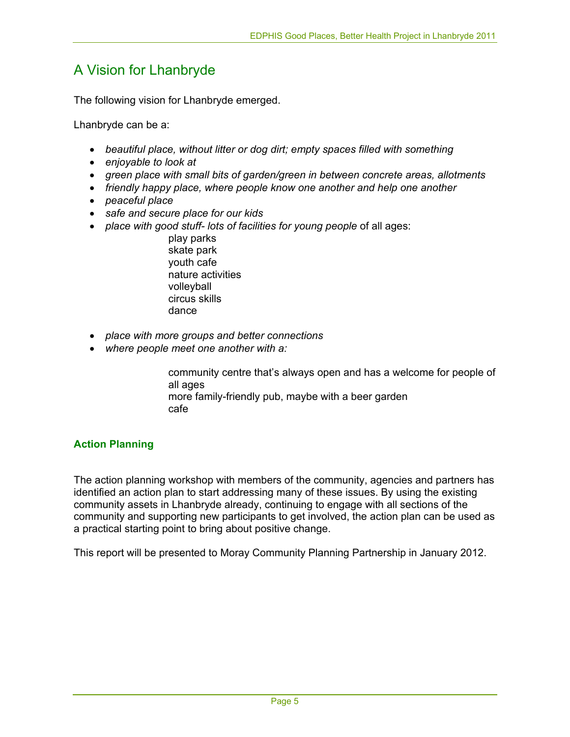## A Vision for Lhanbryde

The following vision for Lhanbryde emerged.

Lhanbryde can be a:

- *beautiful place, without litter or dog dirt; empty spaces filled with something*
- *enjoyable to look at*
- *green place with small bits of garden/green in between concrete areas, allotments*
- *friendly happy place, where people know one another and help one another*
- *peaceful place*
- *safe and secure place for our kids*
- *place with good stuff- lots of facilities for young people* of all ages:
  - play parks
  - skate park
  - youth cafe
  - nature activities
  - volleyball
  - circus skills
  - dance
- *place with more groups and better connections*
- *where people meet one another with a:*
  - community centre that's always open and has a welcome for people of all ages
  - more family-friendly pub, maybe with a beer garden
  - cafe

### Action Planning

The action planning workshop with members of the community, agencies and partners has identified an action plan to start addressing many of these issues. By using the existing community assets in Lhanbryde already, continuing to engage with all sections of the community and supporting new participants to get involved, the action plan can be used as a practical starting point to bring about positive change.

This report will be presented to Moray Community Planning Partnership in January 2012.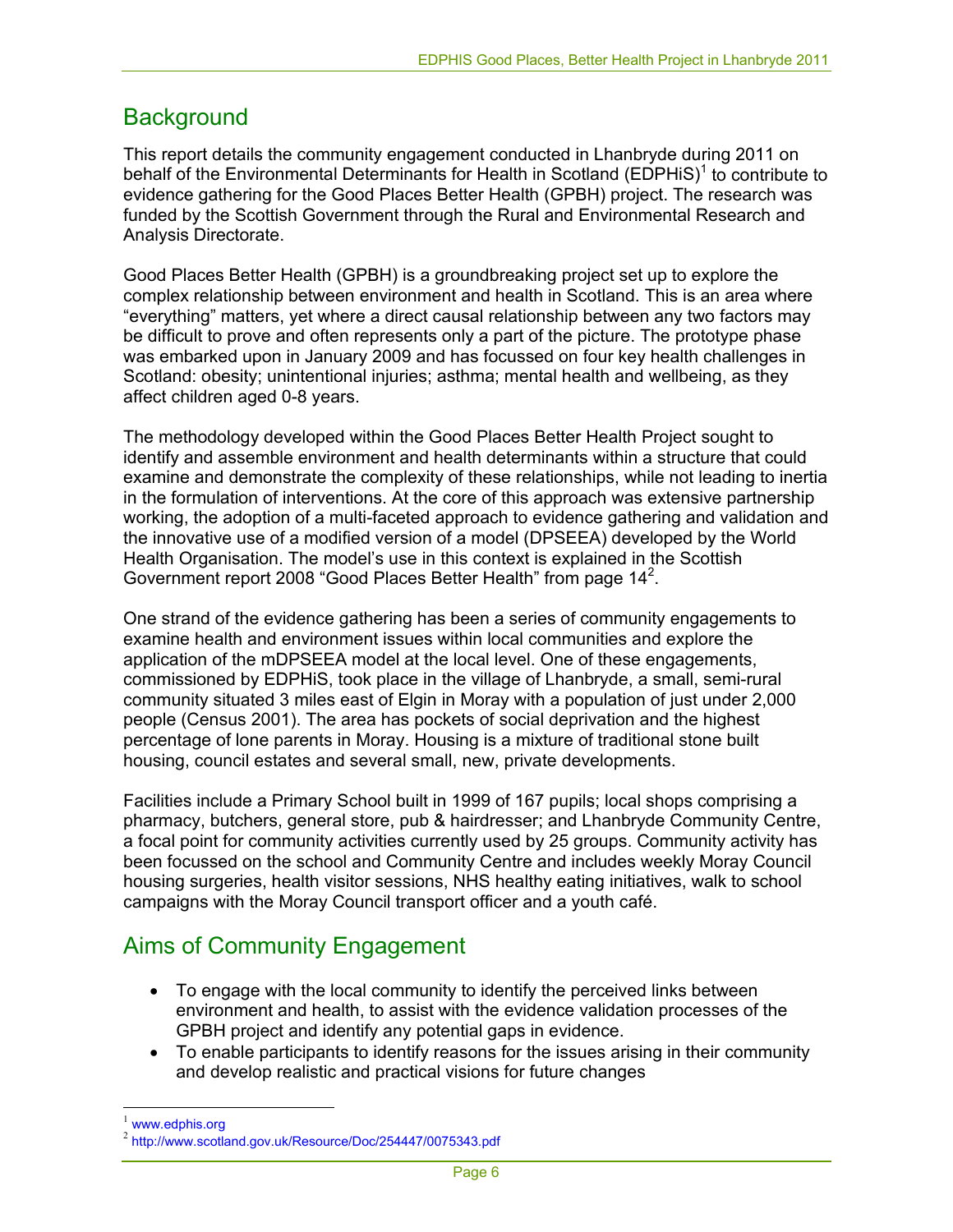## Background

This report details the community engagement conducted in Lhanbryde during 2011 on behalf of the Environmental Determinants for Health in Scotland (EDPHiS)[1] to contribute to evidence gathering for the Good Places Better Health (GPBH) project. The research was funded by the Scottish Government through the Rural and Environmental Research and Analysis Directorate.

Good Places Better Health (GPBH) is a groundbreaking project set up to explore the complex relationship between environment and health in Scotland. This is an area where "everything" matters, yet where a direct causal relationship between any two factors may be difficult to prove and often represents only a part of the picture. The prototype phase was embarked upon in January 2009 and has focussed on four key health challenges in Scotland: obesity; unintentional injuries; asthma; mental health and wellbeing, as they affect children aged 0-8 years.

The methodology developed within the Good Places Better Health Project sought to identify and assemble environment and health determinants within a structure that could examine and demonstrate the complexity of these relationships, while not leading to inertia in the formulation of interventions. At the core of this approach was extensive partnership working, the adoption of a multi-faceted approach to evidence gathering and validation and the innovative use of a modified version of a model (DPSEEA) developed by the World Health Organisation. The model's use in this context is explained in the Scottish Government report 2008 "Good Places Better Health" from page 14[2].

One strand of the evidence gathering has been a series of community engagements to examine health and environment issues within local communities and explore the application of the mDPSEEA model at the local level. One of these engagements, commissioned by EDPHiS, took place in the village of Lhanbryde, a small, semi-rural community situated 3 miles east of Elgin in Moray with a population of just under 2,000 people (Census 2001). The area has pockets of social deprivation and the highest percentage of lone parents in Moray. Housing is a mixture of traditional stone built housing, council estates and several small, new, private developments.

Facilities include a Primary School built in 1999 of 167 pupils; local shops comprising a pharmacy, butchers, general store, pub & hairdresser; and Lhanbryde Community Centre, a focal point for community activities currently used by 25 groups. Community activity has been focussed on the school and Community Centre and includes weekly Moray Council housing surgeries, health visitor sessions, NHS healthy eating initiatives, walk to school campaigns with the Moray Council transport officer and a youth café.

## Aims of Community Engagement

- To engage with the local community to identify the perceived links between environment and health, to assist with the evidence validation processes of the GPBH project and identify any potential gaps in evidence.
- To enable participants to identify reasons for the issues arising in their community and develop realistic and practical visions for future changes

---

[1] www.edphis.org

[2] http://www.scotland.gov.uk/Resource/Doc/254447/0075343.pdf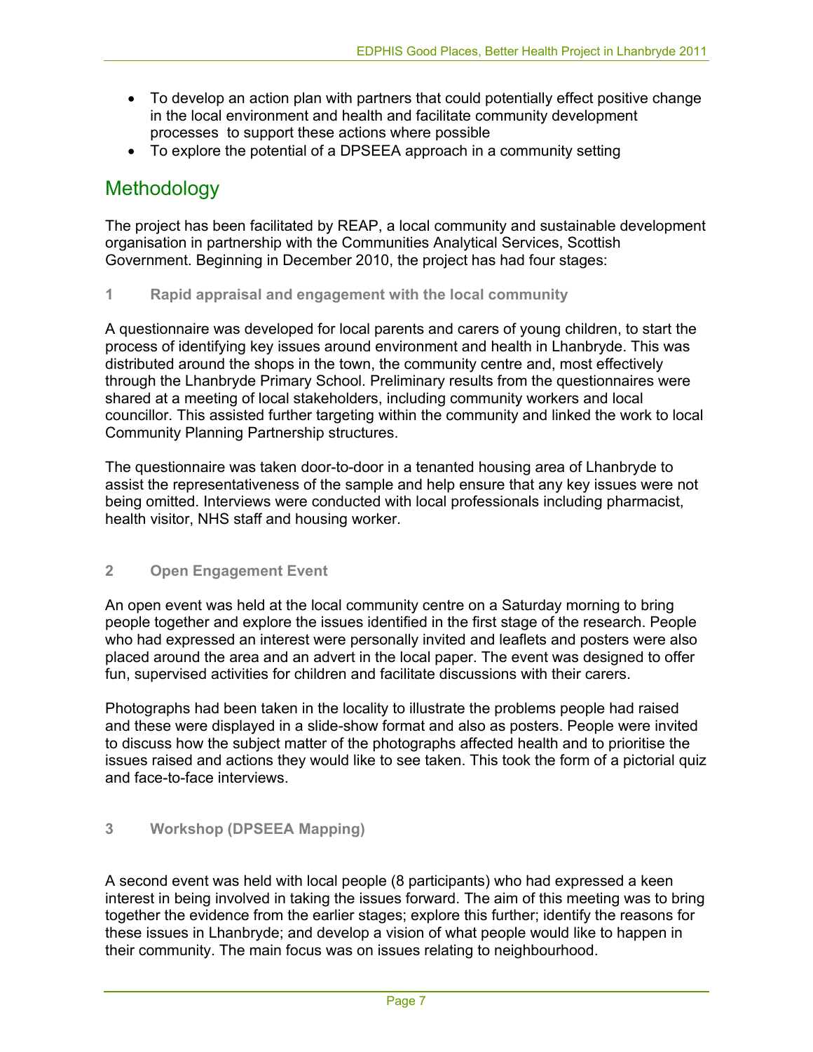- To develop an action plan with partners that could potentially effect positive change in the local environment and health and facilitate community development processes to support these actions where possible
- To explore the potential of a DPSEEA approach in a community setting

## Methodology

The project has been facilitated by REAP, a local community and sustainable development organisation in partnership with the Communities Analytical Services, Scottish Government. Beginning in December 2010, the project has had four stages:

### 1 Rapid appraisal and engagement with the local community

A questionnaire was developed for local parents and carers of young children, to start the process of identifying key issues around environment and health in Lhanbryde. This was distributed around the shops in the town, the community centre and, most effectively through the Lhanbryde Primary School. Preliminary results from the questionnaires were shared at a meeting of local stakeholders, including community workers and local councillor. This assisted further targeting within the community and linked the work to local Community Planning Partnership structures.

The questionnaire was taken door-to-door in a tenanted housing area of Lhanbryde to assist the representativeness of the sample and help ensure that any key issues were not being omitted. Interviews were conducted with local professionals including pharmacist, health visitor, NHS staff and housing worker.

### 2 Open Engagement Event

An open event was held at the local community centre on a Saturday morning to bring people together and explore the issues identified in the first stage of the research. People who had expressed an interest were personally invited and leaflets and posters were also placed around the area and an advert in the local paper. The event was designed to offer fun, supervised activities for children and facilitate discussions with their carers.

Photographs had been taken in the locality to illustrate the problems people had raised and these were displayed in a slide-show format and also as posters. People were invited to discuss how the subject matter of the photographs affected health and to prioritise the issues raised and actions they would like to see taken. This took the form of a pictorial quiz and face-to-face interviews.

### 3 Workshop (DPSEEA Mapping)

A second event was held with local people (8 participants) who had expressed a keen interest in being involved in taking the issues forward. The aim of this meeting was to bring together the evidence from the earlier stages; explore this further; identify the reasons for these issues in Lhanbryde; and develop a vision of what people would like to happen in their community. The main focus was on issues relating to neighbourhood.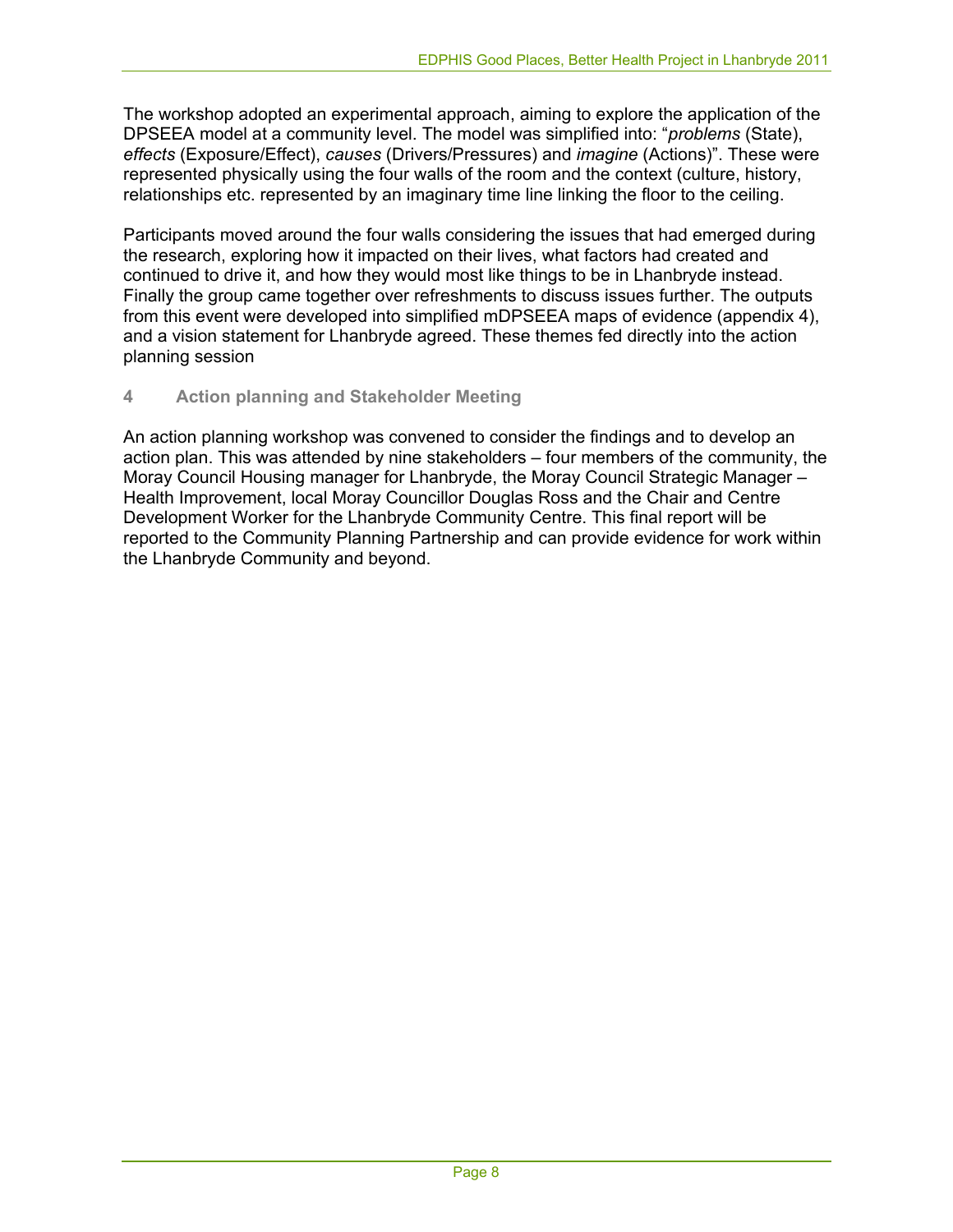The workshop adopted an experimental approach, aiming to explore the application of the DPSEEA model at a community level. The model was simplified into: "*problems* (State), *effects* (Exposure/Effect), *causes* (Drivers/Pressures) and *imagine* (Actions)". These were represented physically using the four walls of the room and the context (culture, history, relationships etc. represented by an imaginary time line linking the floor to the ceiling.

Participants moved around the four walls considering the issues that had emerged during the research, exploring how it impacted on their lives, what factors had created and continued to drive it, and how they would most like things to be in Lhanbryde instead. Finally the group came together over refreshments to discuss issues further. The outputs from this event were developed into simplified mDPSEEA maps of evidence (appendix 4), and a vision statement for Lhanbryde agreed. These themes fed directly into the action planning session

## 4 Action planning and Stakeholder Meeting

An action planning workshop was convened to consider the findings and to develop an action plan. This was attended by nine stakeholders – four members of the community, the Moray Council Housing manager for Lhanbryde, the Moray Council Strategic Manager – Health Improvement, local Moray Councillor Douglas Ross and the Chair and Centre Development Worker for the Lhanbryde Community Centre. This final report will be reported to the Community Planning Partnership and can provide evidence for work within the Lhanbryde Community and beyond.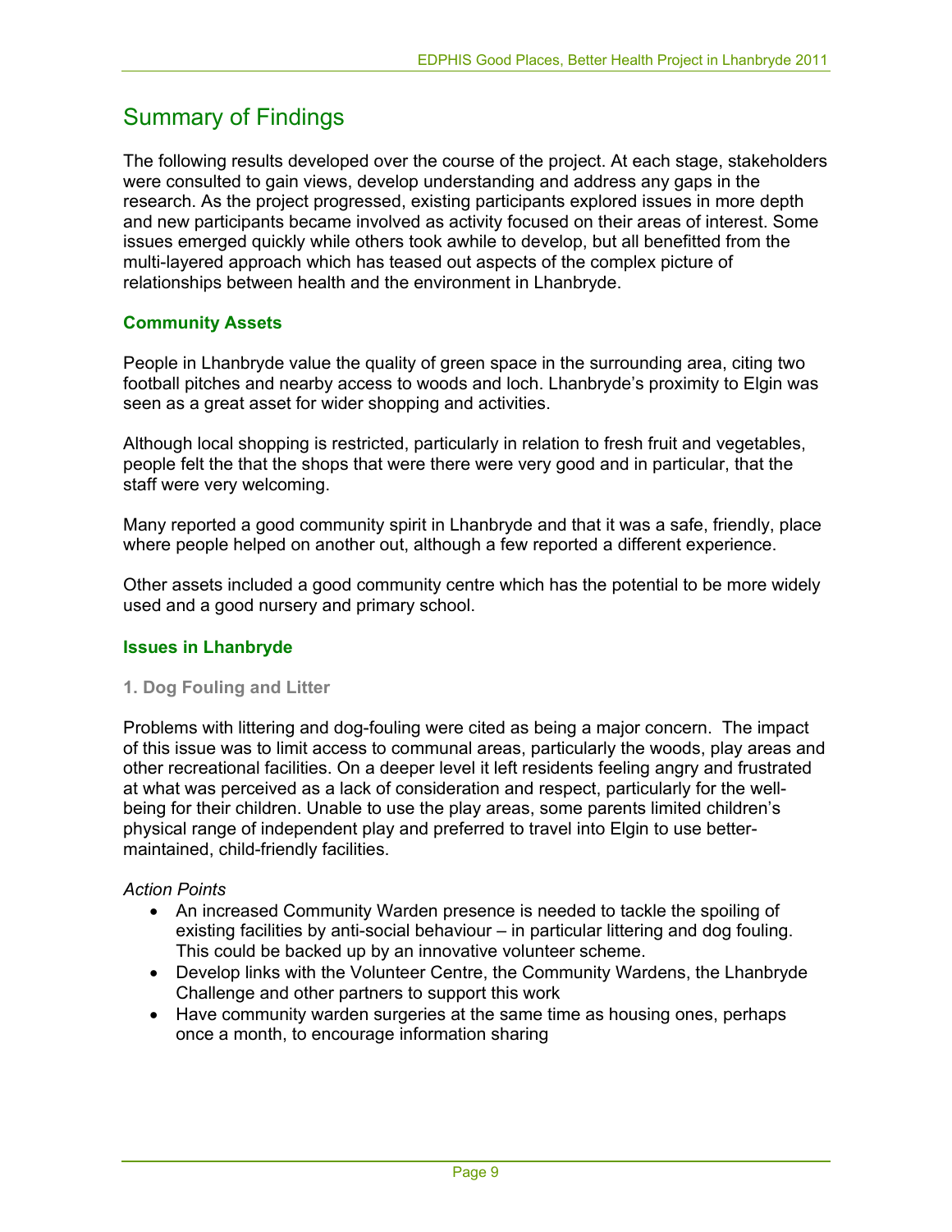## Summary of Findings

The following results developed over the course of the project. At each stage, stakeholders were consulted to gain views, develop understanding and address any gaps in the research. As the project progressed, existing participants explored issues in more depth and new participants became involved as activity focused on their areas of interest. Some issues emerged quickly while others took awhile to develop, but all benefitted from the multi-layered approach which has teased out aspects of the complex picture of relationships between health and the environment in Lhanbryde.

### Community Assets

People in Lhanbryde value the quality of green space in the surrounding area, citing two football pitches and nearby access to woods and loch. Lhanbryde's proximity to Elgin was seen as a great asset for wider shopping and activities.

Although local shopping is restricted, particularly in relation to fresh fruit and vegetables, people felt the that the shops that were there were very good and in particular, that the staff were very welcoming.

Many reported a good community spirit in Lhanbryde and that it was a safe, friendly, place where people helped on another out, although a few reported a different experience.

Other assets included a good community centre which has the potential to be more widely used and a good nursery and primary school.

### Issues in Lhanbryde

#### 1. Dog Fouling and Litter

Problems with littering and dog-fouling were cited as being a major concern. The impact of this issue was to limit access to communal areas, particularly the woods, play areas and other recreational facilities. On a deeper level it left residents feeling angry and frustrated at what was perceived as a lack of consideration and respect, particularly for the well-being for their children. Unable to use the play areas, some parents limited children's physical range of independent play and preferred to travel into Elgin to use better-maintained, child-friendly facilities.

*Action Points*

- An increased Community Warden presence is needed to tackle the spoiling of existing facilities by anti-social behaviour – in particular littering and dog fouling. This could be backed up by an innovative volunteer scheme.
- Develop links with the Volunteer Centre, the Community Wardens, the Lhanbryde Challenge and other partners to support this work
- Have community warden surgeries at the same time as housing ones, perhaps once a month, to encourage information sharing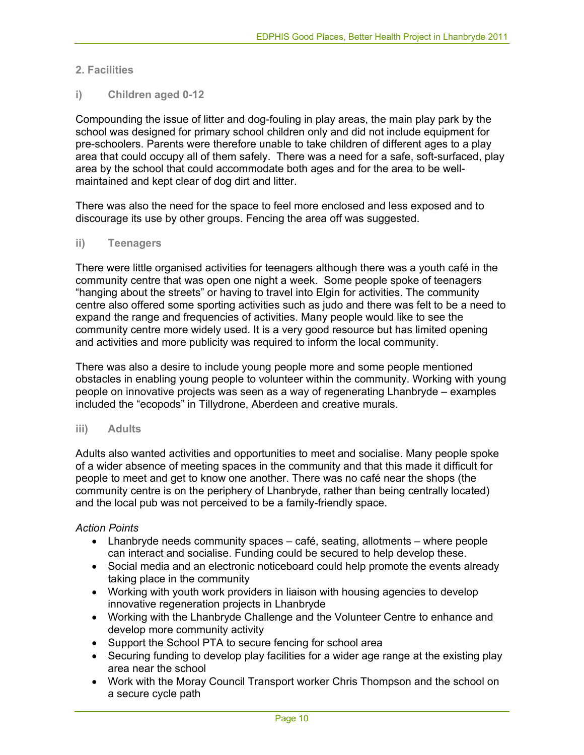## 2. Facilities

### i) Children aged 0-12

Compounding the issue of litter and dog-fouling in play areas, the main play park by the school was designed for primary school children only and did not include equipment for pre-schoolers. Parents were therefore unable to take children of different ages to a play area that could occupy all of them safely. There was a need for a safe, soft-surfaced, play area by the school that could accommodate both ages and for the area to be well-maintained and kept clear of dog dirt and litter.

There was also the need for the space to feel more enclosed and less exposed and to discourage its use by other groups. Fencing the area off was suggested.

### ii) Teenagers

There were little organised activities for teenagers although there was a youth café in the community centre that was open one night a week. Some people spoke of teenagers "hanging about the streets" or having to travel into Elgin for activities. The community centre also offered some sporting activities such as judo and there was felt to be a need to expand the range and frequencies of activities. Many people would like to see the community centre more widely used. It is a very good resource but has limited opening and activities and more publicity was required to inform the local community.

There was also a desire to include young people more and some people mentioned obstacles in enabling young people to volunteer within the community. Working with young people on innovative projects was seen as a way of regenerating Lhanbryde – examples included the "ecopods" in Tillydrone, Aberdeen and creative murals.

### iii) Adults

Adults also wanted activities and opportunities to meet and socialise. Many people spoke of a wider absence of meeting spaces in the community and that this made it difficult for people to meet and get to know one another. There was no café near the shops (the community centre is on the periphery of Lhanbryde, rather than being centrally located) and the local pub was not perceived to be a family-friendly space.

*Action Points*

- Lhanbryde needs community spaces – café, seating, allotments – where people can interact and socialise. Funding could be secured to help develop these.
- Social media and an electronic noticeboard could help promote the events already taking place in the community
- Working with youth work providers in liaison with housing agencies to develop innovative regeneration projects in Lhanbryde
- Working with the Lhanbryde Challenge and the Volunteer Centre to enhance and develop more community activity
- Support the School PTA to secure fencing for school area
- Securing funding to develop play facilities for a wider age range at the existing play area near the school
- Work with the Moray Council Transport worker Chris Thompson and the school on a secure cycle path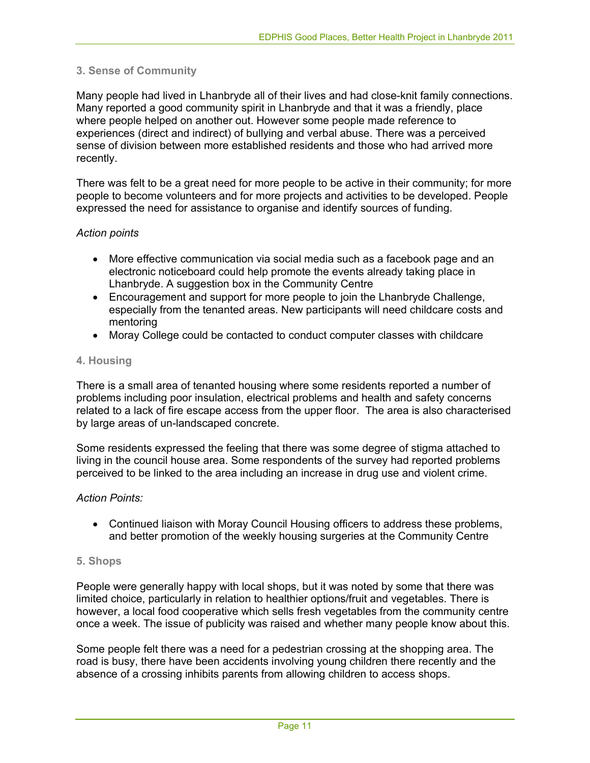### 3. Sense of Community

Many people had lived in Lhanbryde all of their lives and had close-knit family connections. Many reported a good community spirit in Lhanbryde and that it was a friendly, place where people helped on another out. However some people made reference to experiences (direct and indirect) of bullying and verbal abuse. There was a perceived sense of division between more established residents and those who had arrived more recently.

There was felt to be a great need for more people to be active in their community; for more people to become volunteers and for more projects and activities to be developed. People expressed the need for assistance to organise and identify sources of funding.

*Action points*

- More effective communication via social media such as a facebook page and an electronic noticeboard could help promote the events already taking place in Lhanbryde. A suggestion box in the Community Centre
- Encouragement and support for more people to join the Lhanbryde Challenge, especially from the tenanted areas. New participants will need childcare costs and mentoring
- Moray College could be contacted to conduct computer classes with childcare

### 4. Housing

There is a small area of tenanted housing where some residents reported a number of problems including poor insulation, electrical problems and health and safety concerns related to a lack of fire escape access from the upper floor. The area is also characterised by large areas of un-landscaped concrete.

Some residents expressed the feeling that there was some degree of stigma attached to living in the council house area. Some respondents of the survey had reported problems perceived to be linked to the area including an increase in drug use and violent crime.

*Action Points:*

- Continued liaison with Moray Council Housing officers to address these problems, and better promotion of the weekly housing surgeries at the Community Centre

### 5. Shops

People were generally happy with local shops, but it was noted by some that there was limited choice, particularly in relation to healthier options/fruit and vegetables. There is however, a local food cooperative which sells fresh vegetables from the community centre once a week. The issue of publicity was raised and whether many people know about this.

Some people felt there was a need for a pedestrian crossing at the shopping area. The road is busy, there have been accidents involving young children there recently and the absence of a crossing inhibits parents from allowing children to access shops.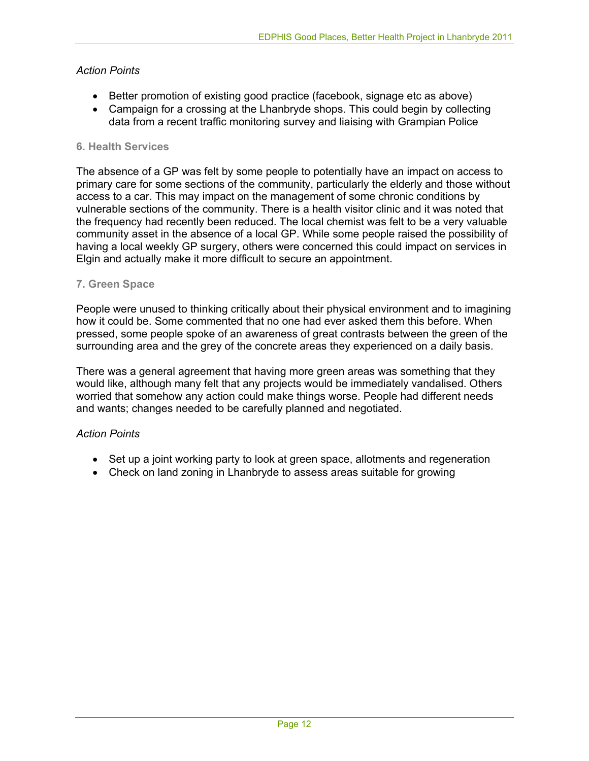*Action Points*

- Better promotion of existing good practice (facebook, signage etc as above)
- Campaign for a crossing at the Lhanbryde shops. This could begin by collecting data from a recent traffic monitoring survey and liaising with Grampian Police

### 6. Health Services

The absence of a GP was felt by some people to potentially have an impact on access to primary care for some sections of the community, particularly the elderly and those without access to a car. This may impact on the management of some chronic conditions by vulnerable sections of the community. There is a health visitor clinic and it was noted that the frequency had recently been reduced. The local chemist was felt to be a very valuable community asset in the absence of a local GP. While some people raised the possibility of having a local weekly GP surgery, others were concerned this could impact on services in Elgin and actually make it more difficult to secure an appointment.

### 7. Green Space

People were unused to thinking critically about their physical environment and to imagining how it could be. Some commented that no one had ever asked them this before. When pressed, some people spoke of an awareness of great contrasts between the green of the surrounding area and the grey of the concrete areas they experienced on a daily basis.

There was a general agreement that having more green areas was something that they would like, although many felt that any projects would be immediately vandalised. Others worried that somehow any action could make things worse. People had different needs and wants; changes needed to be carefully planned and negotiated.

*Action Points*

- Set up a joint working party to look at green space, allotments and regeneration
- Check on land zoning in Lhanbryde to assess areas suitable for growing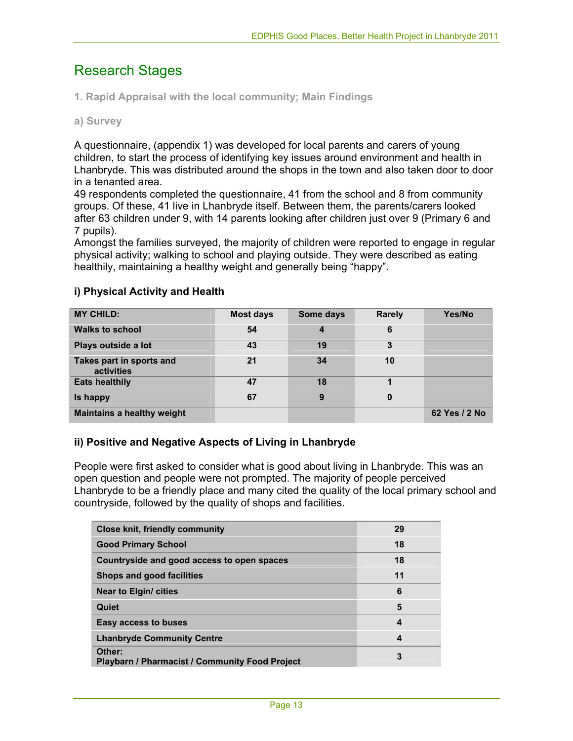# Research Stages

### 1. Rapid Appraisal with the local community; Main Findings

### a) Survey

A questionnaire, (appendix 1) was developed for local parents and carers of young children, to start the process of identifying key issues around environment and health in Lhanbryde. This was distributed around the shops in the town and also taken door to door in a tenanted area.

49 respondents completed the questionnaire, 41 from the school and 8 from community groups. Of these, 41 live in Lhanbryde itself. Between them, the parents/carers looked after 63 children under 9, with 14 parents looking after children just over 9 (Primary 6 and 7 pupils).

Amongst the families surveyed, the majority of children were reported to engage in regular physical activity; walking to school and playing outside. They were described as eating healthily, maintaining a healthy weight and generally being "happy".

#### i) Physical Activity and Health

| MY CHILD: | Most days | Some days | Rarely | Yes/No |
|---|---|---|---|---|
| Walks to school | 54 | 4 | 6 | |
| Plays outside a lot | 43 | 19 | 3 | |
| Takes part in sports and activities | 21 | 34 | 10 | |
| Eats healthily | 47 | 18 | 1 | |
| Is happy | 67 | 9 | 0 | |
| Maintains a healthy weight | | | | 62 Yes / 2 No |

#### ii) Positive and Negative Aspects of Living in Lhanbryde

People were first asked to consider what is good about living in Lhanbryde. This was an open question and people were not prompted. The majority of people perceived Lhanbryde to be a friendly place and many cited the quality of the local primary school and countryside, followed by the quality of shops and facilities.

| | |
|---|---|
| Close knit, friendly community | 29 |
| Good Primary School | 18 |
| Countryside and good access to open spaces | 18 |
| Shops and good facilities | 11 |
| Near to Elgin/ cities | 6 |
| Quiet | 5 |
| Easy access to buses | 4 |
| Lhanbryde Community Centre | 4 |
| Other: Playbarn / Pharmacist / Community Food Project | 3 |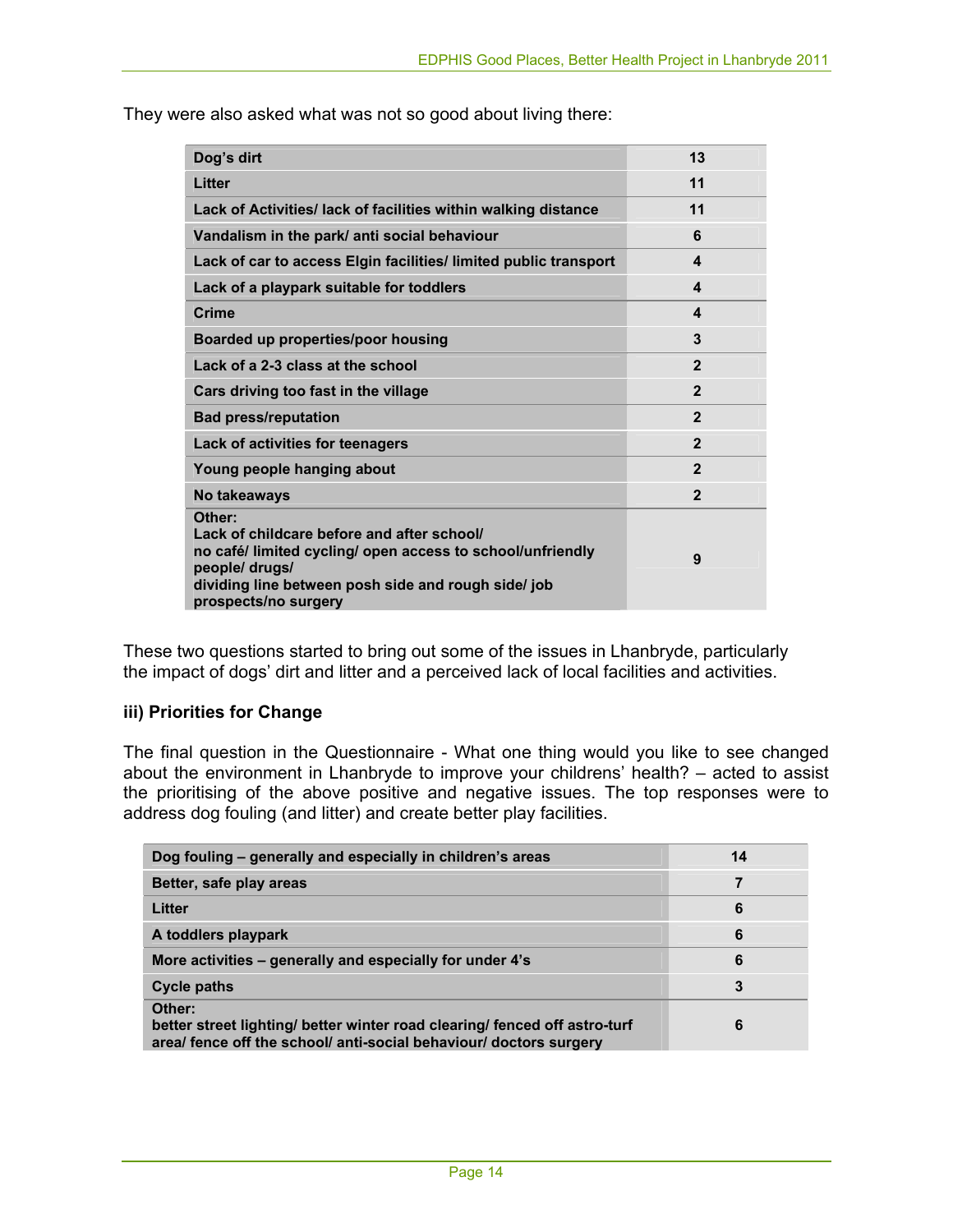They were also asked what was not so good about living there:

| Dog's dirt | 13 |
|---|---|
| Litter | 11 |
| Lack of Activities/ lack of facilities within walking distance | 11 |
| Vandalism in the park/ anti social behaviour | 6 |
| Lack of car to access Elgin facilities/ limited public transport | 4 |
| Lack of a playpark suitable for toddlers | 4 |
| Crime | 4 |
| Boarded up properties/poor housing | 3 |
| Lack of a 2-3 class at the school | 2 |
| Cars driving too fast in the village | 2 |
| Bad press/reputation | 2 |
| Lack of activities for teenagers | 2 |
| Young people hanging about | 2 |
| No takeaways | 2 |
| Other: Lack of childcare before and after school/ no café/ limited cycling/ open access to school/unfriendly people/ drugs/ dividing line between posh side and rough side/ job prospects/no surgery | 9 |

These two questions started to bring out some of the issues in Lhanbryde, particularly the impact of dogs' dirt and litter and a perceived lack of local facilities and activities.

### iii) Priorities for Change

The final question in the Questionnaire - What one thing would you like to see changed about the environment in Lhanbryde to improve your childrens' health? – acted to assist the prioritising of the above positive and negative issues. The top responses were to address dog fouling (and litter) and create better play facilities.

| Dog fouling – generally and especially in children's areas | 14 |
|---|---|
| Better, safe play areas | 7 |
| Litter | 6 |
| A toddlers playpark | 6 |
| More activities – generally and especially for under 4's | 6 |
| Cycle paths | 3 |
| Other: better street lighting/ better winter road clearing/ fenced off astro-turf area/ fence off the school/ anti-social behaviour/ doctors surgery | 6 |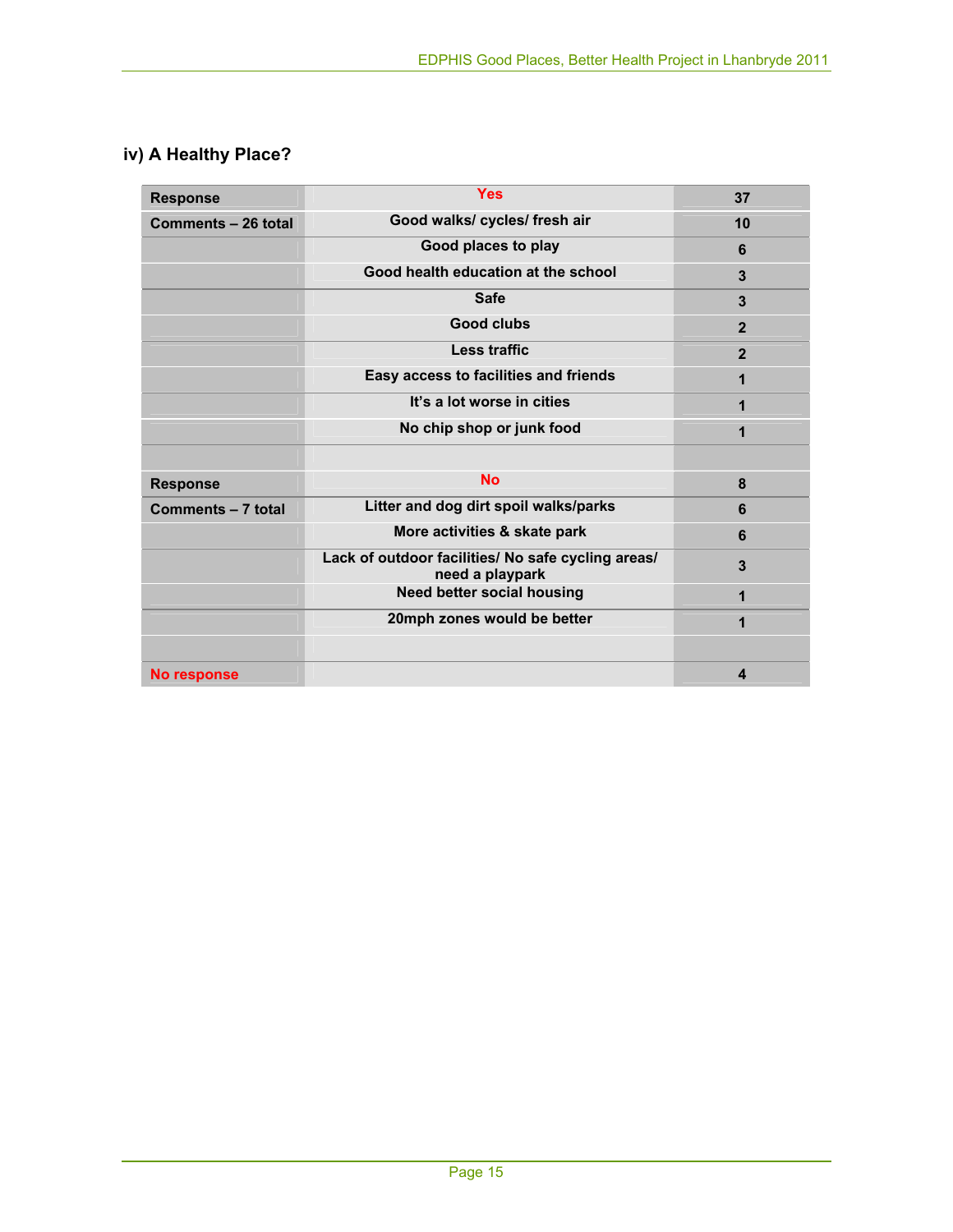### iv) A Healthy Place?

| Response | Yes | 37 |
|---|---|---|
| Comments – 26 total | Good walks/ cycles/ fresh air | 10 |
| | Good places to play | 6 |
| | Good health education at the school | 3 |
| | Safe | 3 |
| | Good clubs | 2 |
| | Less traffic | 2 |
| | Easy access to facilities and friends | 1 |
| | It's a lot worse in cities | 1 |
| | No chip shop or junk food | 1 |
| | | |
| Response | No | 8 |
| Comments – 7 total | Litter and dog dirt spoil walks/parks | 6 |
| | More activities & skate park | 6 |
| | Lack of outdoor facilities/ No safe cycling areas/ need a playpark | 3 |
| | Need better social housing | 1 |
| | 20mph zones would be better | 1 |
| | | |
| No response | | 4 |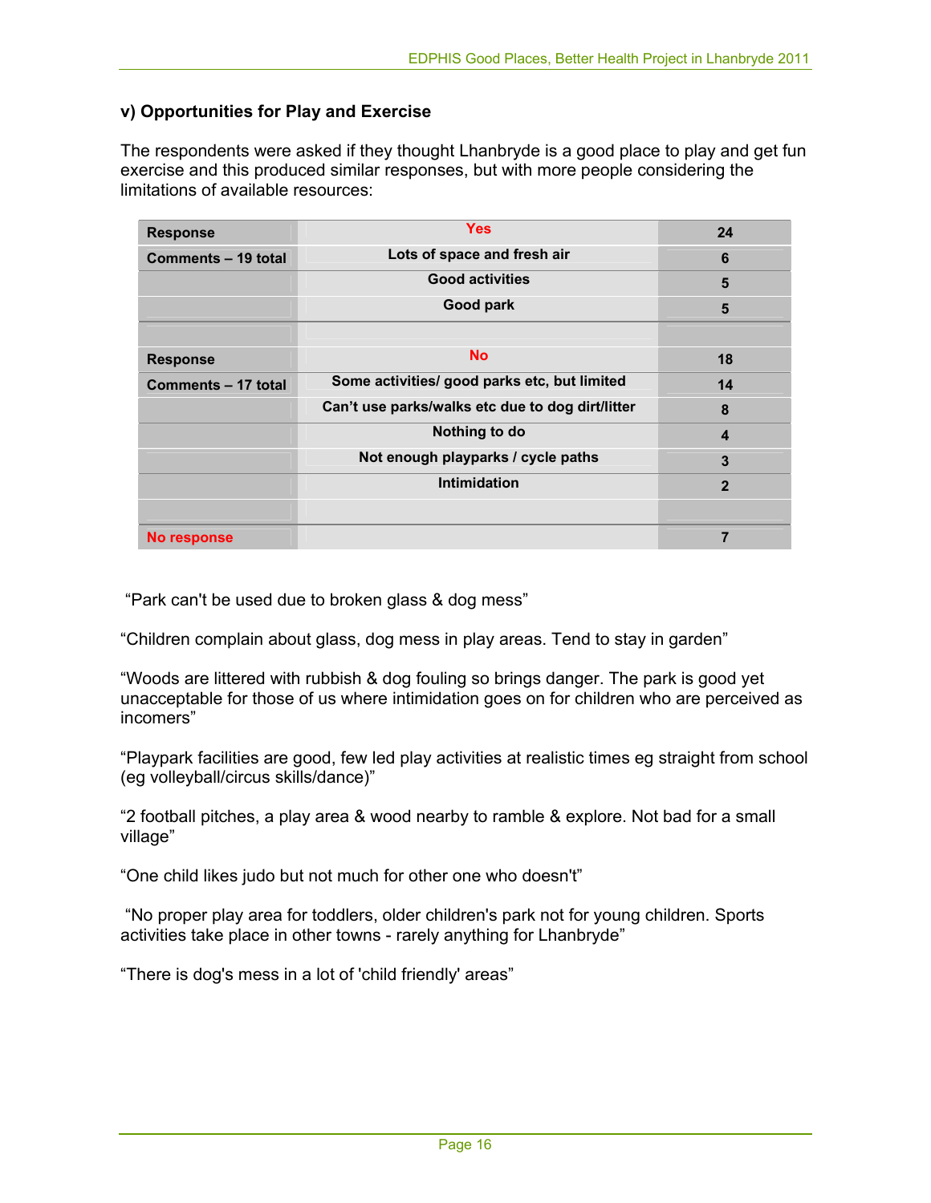### v) Opportunities for Play and Exercise

The respondents were asked if they thought Lhanbryde is a good place to play and get fun exercise and this produced similar responses, but with more people considering the limitations of available resources:

| Response | Yes | 24 |
|---|---|---|
| Comments – 19 total | Lots of space and fresh air | 6 |
| | Good activities | 5 |
| | Good park | 5 |
| | | |
| Response | No | 18 |
| Comments – 17 total | Some activities/ good parks etc, but limited | 14 |
| | Can't use parks/walks etc due to dog dirt/litter | 8 |
| | Nothing to do | 4 |
| | Not enough playparks / cycle paths | 3 |
| | Intimidation | 2 |
| | | |
| No response | | 7 |

"Park can't be used due to broken glass & dog mess"

"Children complain about glass, dog mess in play areas. Tend to stay in garden"

"Woods are littered with rubbish & dog fouling so brings danger. The park is good yet unacceptable for those of us where intimidation goes on for children who are perceived as incomers"

"Playpark facilities are good, few led play activities at realistic times eg straight from school (eg volleyball/circus skills/dance)"

"2 football pitches, a play area & wood nearby to ramble & explore. Not bad for a small village"

"One child likes judo but not much for other one who doesn't"

"No proper play area for toddlers, older children's park not for young children. Sports activities take place in other towns - rarely anything for Lhanbryde"

"There is dog's mess in a lot of 'child friendly' areas"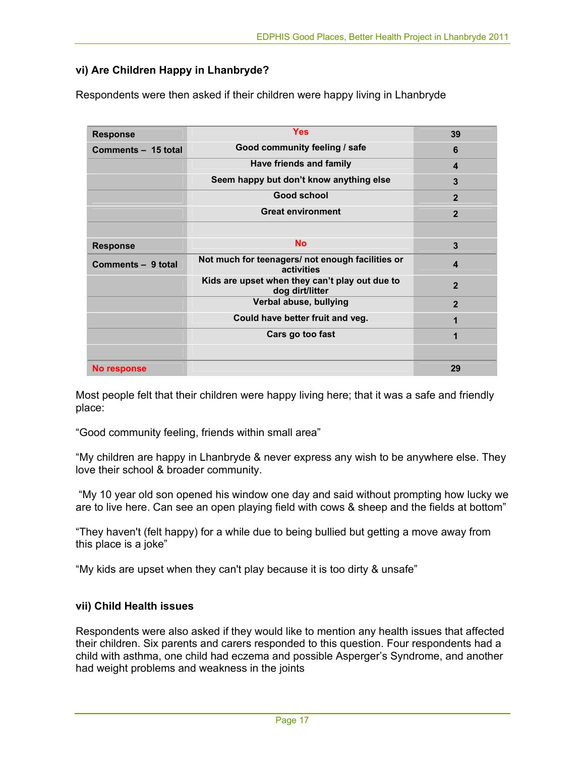### vi) Are Children Happy in Lhanbryde?

Respondents were then asked if their children were happy living in Lhanbryde

| Response | Yes | 39 |
|---|---|---|
| Comments – 15 total | Good community feeling / safe | 6 |
| | Have friends and family | 4 |
| | Seem happy but don't know anything else | 3 |
| | Good school | 2 |
| | Great environment | 2 |
| | | |
| Response | No | 3 |
| Comments – 9 total | Not much for teenagers/ not enough facilities or activities | 4 |
| | Kids are upset when they can't play out due to dog dirt/litter | 2 |
| | Verbal abuse, bullying | 2 |
| | Could have better fruit and veg. | 1 |
| | Cars go too fast | 1 |
| | | |
| No response | | 29 |

Most people felt that their children were happy living here; that it was a safe and friendly place:

"Good community feeling, friends within small area"

"My children are happy in Lhanbryde & never express any wish to be anywhere else. They love their school & broader community.

"My 10 year old son opened his window one day and said without prompting how lucky we are to live here. Can see an open playing field with cows & sheep and the fields at bottom"

"They haven't (felt happy) for a while due to being bullied but getting a move away from this place is a joke"

"My kids are upset when they can't play because it is too dirty & unsafe"

### vii) Child Health issues

Respondents were also asked if they would like to mention any health issues that affected their children. Six parents and carers responded to this question. Four respondents had a child with asthma, one child had eczema and possible Asperger's Syndrome, and another had weight problems and weakness in the joints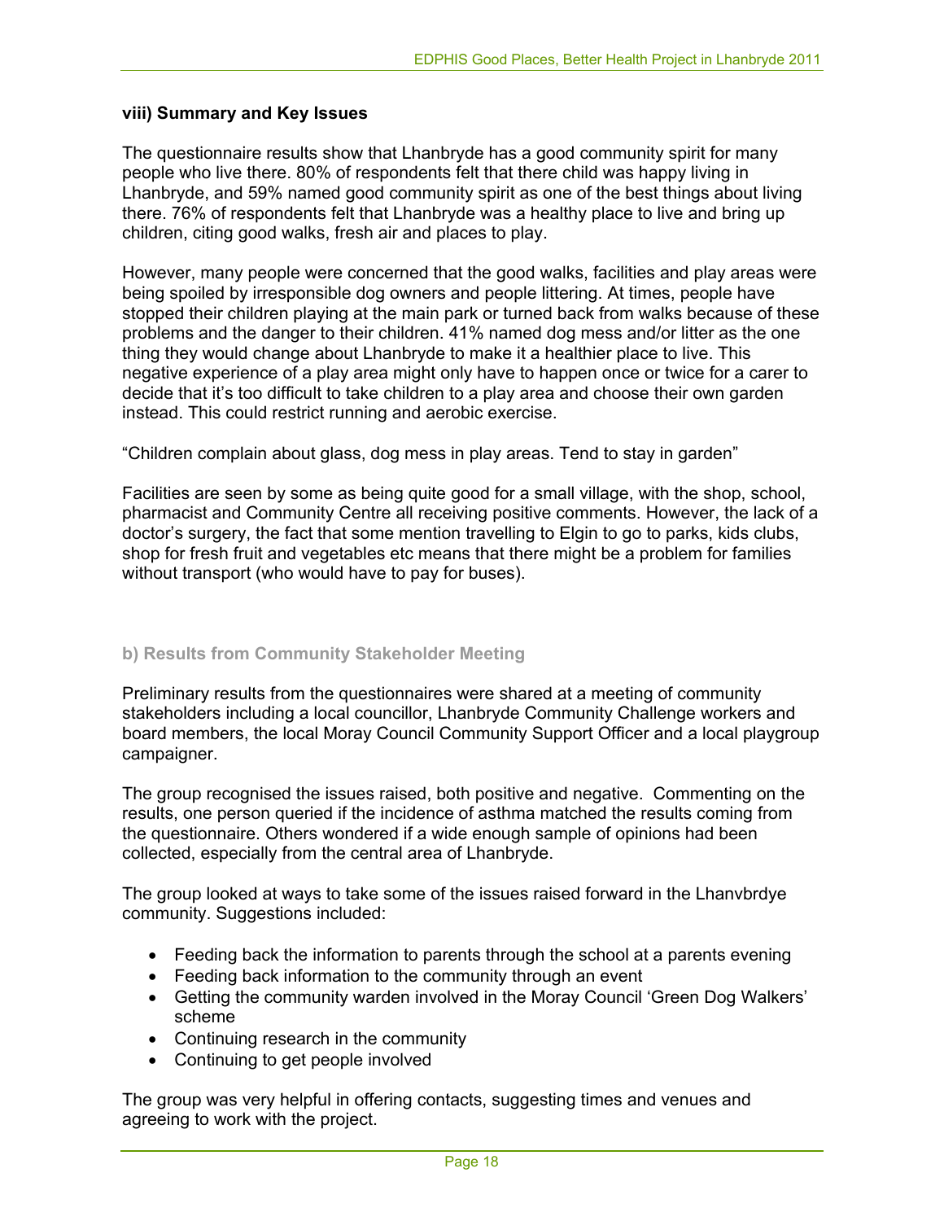### viii) Summary and Key Issues

The questionnaire results show that Lhanbryde has a good community spirit for many people who live there. 80% of respondents felt that there child was happy living in Lhanbryde, and 59% named good community spirit as one of the best things about living there. 76% of respondents felt that Lhanbryde was a healthy place to live and bring up children, citing good walks, fresh air and places to play.

However, many people were concerned that the good walks, facilities and play areas were being spoiled by irresponsible dog owners and people littering. At times, people have stopped their children playing at the main park or turned back from walks because of these problems and the danger to their children. 41% named dog mess and/or litter as the one thing they would change about Lhanbryde to make it a healthier place to live. This negative experience of a play area might only have to happen once or twice for a carer to decide that it's too difficult to take children to a play area and choose their own garden instead. This could restrict running and aerobic exercise.

"Children complain about glass, dog mess in play areas. Tend to stay in garden"

Facilities are seen by some as being quite good for a small village, with the shop, school, pharmacist and Community Centre all receiving positive comments. However, the lack of a doctor's surgery, the fact that some mention travelling to Elgin to go to parks, kids clubs, shop for fresh fruit and vegetables etc means that there might be a problem for families without transport (who would have to pay for buses).

## b) Results from Community Stakeholder Meeting

Preliminary results from the questionnaires were shared at a meeting of community stakeholders including a local councillor, Lhanbryde Community Challenge workers and board members, the local Moray Council Community Support Officer and a local playgroup campaigner.

The group recognised the issues raised, both positive and negative. Commenting on the results, one person queried if the incidence of asthma matched the results coming from the questionnaire. Others wondered if a wide enough sample of opinions had been collected, especially from the central area of Lhanbryde.

The group looked at ways to take some of the issues raised forward in the Lhanvbrdye community. Suggestions included:

- Feeding back the information to parents through the school at a parents evening
- Feeding back information to the community through an event
- Getting the community warden involved in the Moray Council 'Green Dog Walkers' scheme
- Continuing research in the community
- Continuing to get people involved

The group was very helpful in offering contacts, suggesting times and venues and agreeing to work with the project.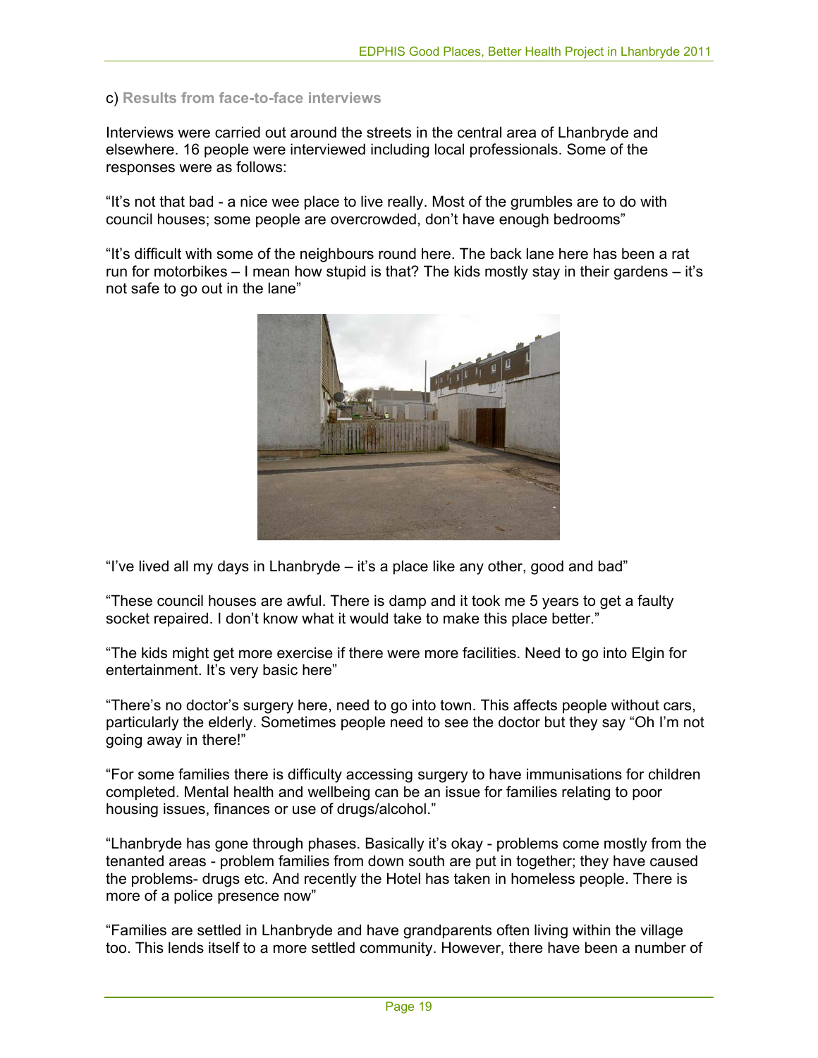c) **Results from face-to-face interviews**

Interviews were carried out around the streets in the central area of Lhanbryde and elsewhere. 16 people were interviewed including local professionals. Some of the responses were as follows:

"It's not that bad - a nice wee place to live really. Most of the grumbles are to do with council houses; some people are overcrowded, don't have enough bedrooms"

"It's difficult with some of the neighbours round here. The back lane here has been a rat run for motorbikes – I mean how stupid is that? The kids mostly stay in their gardens – it's not safe to go out in the lane"

"I've lived all my days in Lhanbryde – it's a place like any other, good and bad"

"These council houses are awful. There is damp and it took me 5 years to get a faulty socket repaired. I don't know what it would take to make this place better."

"The kids might get more exercise if there were more facilities. Need to go into Elgin for entertainment. It's very basic here"

"There's no doctor's surgery here, need to go into town. This affects people without cars, particularly the elderly. Sometimes people need to see the doctor but they say "Oh I'm not going away in there!"

"For some families there is difficulty accessing surgery to have immunisations for children completed. Mental health and wellbeing can be an issue for families relating to poor housing issues, finances or use of drugs/alcohol."

"Lhanbryde has gone through phases. Basically it's okay - problems come mostly from the tenanted areas - problem families from down south are put in together; they have caused the problems- drugs etc. And recently the Hotel has taken in homeless people. There is more of a police presence now"

"Families are settled in Lhanbryde and have grandparents often living within the village too. This lends itself to a more settled community. However, there have been a number of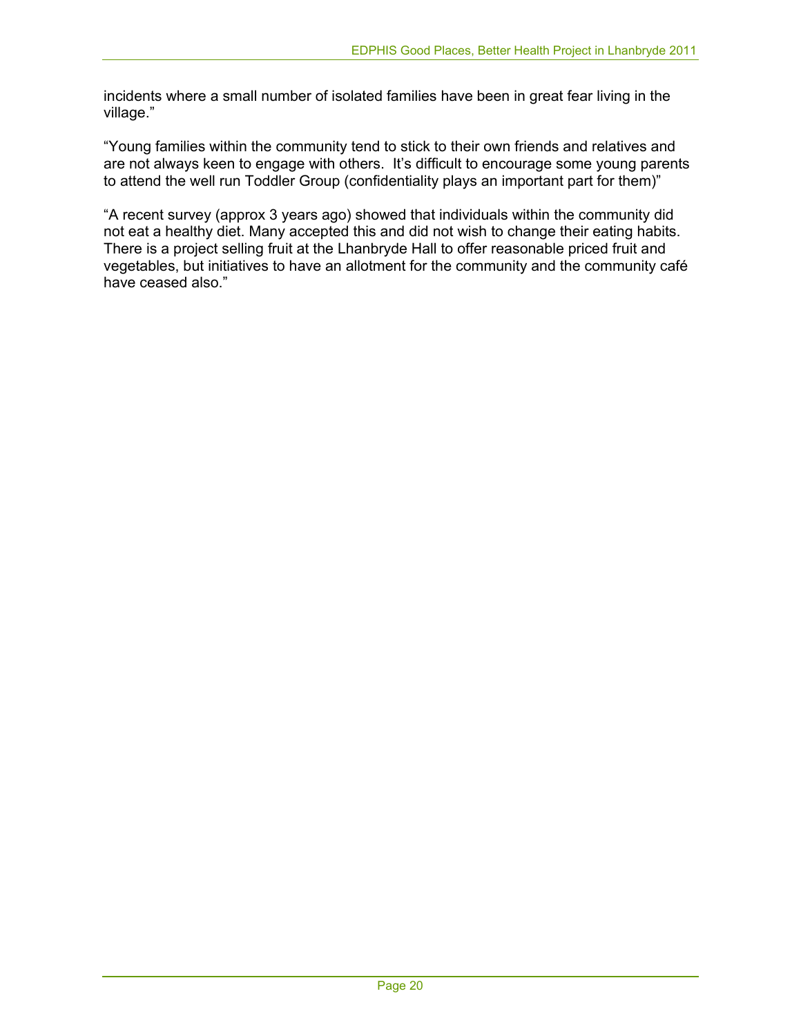incidents where a small number of isolated families have been in great fear living in the village."

"Young families within the community tend to stick to their own friends and relatives and are not always keen to engage with others. It's difficult to encourage some young parents to attend the well run Toddler Group (confidentiality plays an important part for them)"

"A recent survey (approx 3 years ago) showed that individuals within the community did not eat a healthy diet. Many accepted this and did not wish to change their eating habits. There is a project selling fruit at the Lhanbryde Hall to offer reasonable priced fruit and vegetables, but initiatives to have an allotment for the community and the community café have ceased also."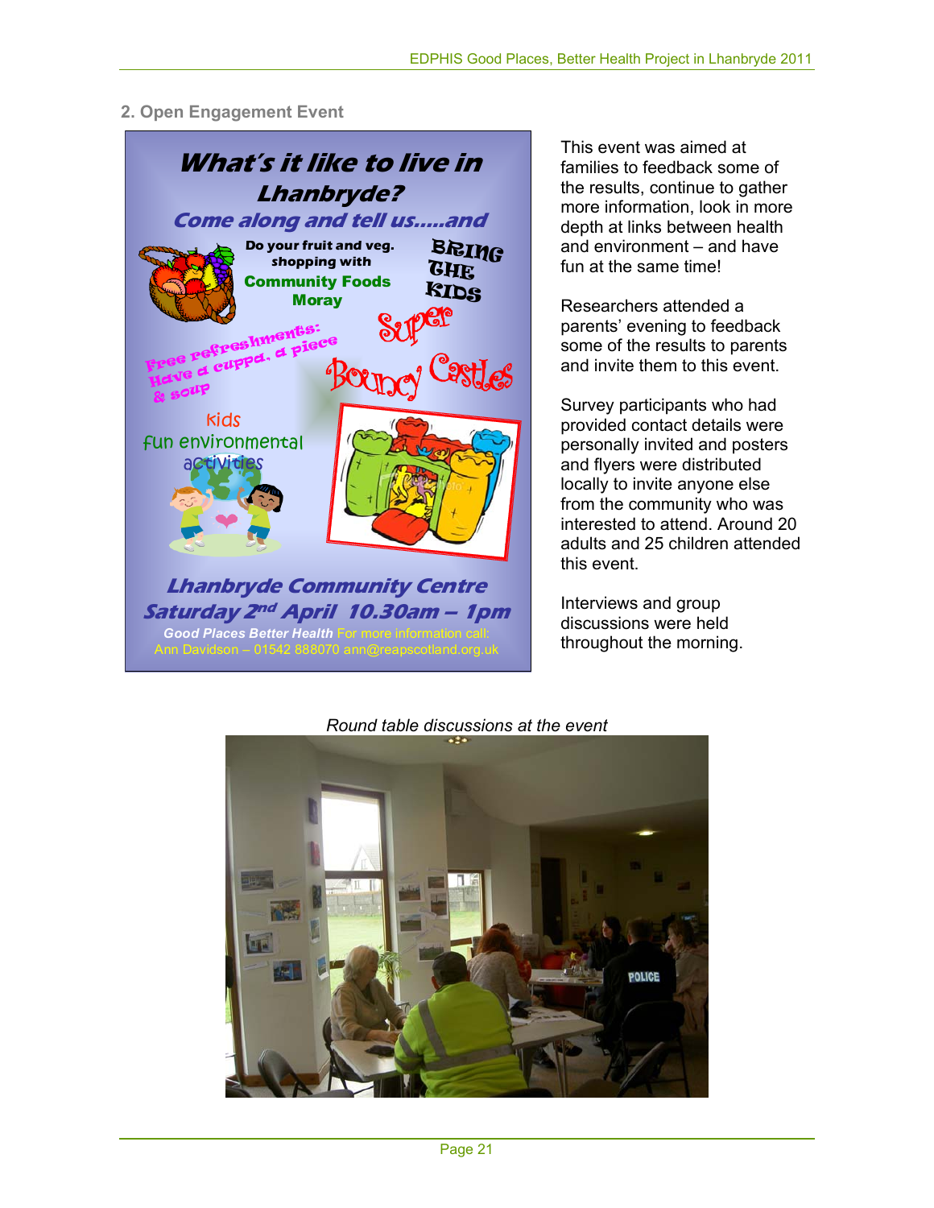## 2. Open Engagement Event

**What's it like to live in Lhanbryde?**

**Come along and tell us.....and**

Do your fruit and veg. shopping with **Community Foods Moray**

BRING THE KIDS

Free refreshments: Have a cuppa, a piece & soup

Super Bouncy Castles

Kids fun environmental activities

**Lhanbryde Community Centre**
**Saturday 2nd April 10.30am – 1pm**

**Good Places Better Health** For more information call: Ann Davidson – 01542 888070 ann@reapscotland.org.uk

This event was aimed at families to feedback some of the results, continue to gather more information, look in more depth at links between health and environment – and have fun at the same time!

Researchers attended a parents' evening to feedback some of the results to parents and invite them to this event.

Survey participants who had provided contact details were personally invited and posters and flyers were distributed locally to invite anyone else from the community who was interested to attend. Around 20 adults and 25 children attended this event.

Interviews and group discussions were held throughout the morning.

*Round table discussions at the event*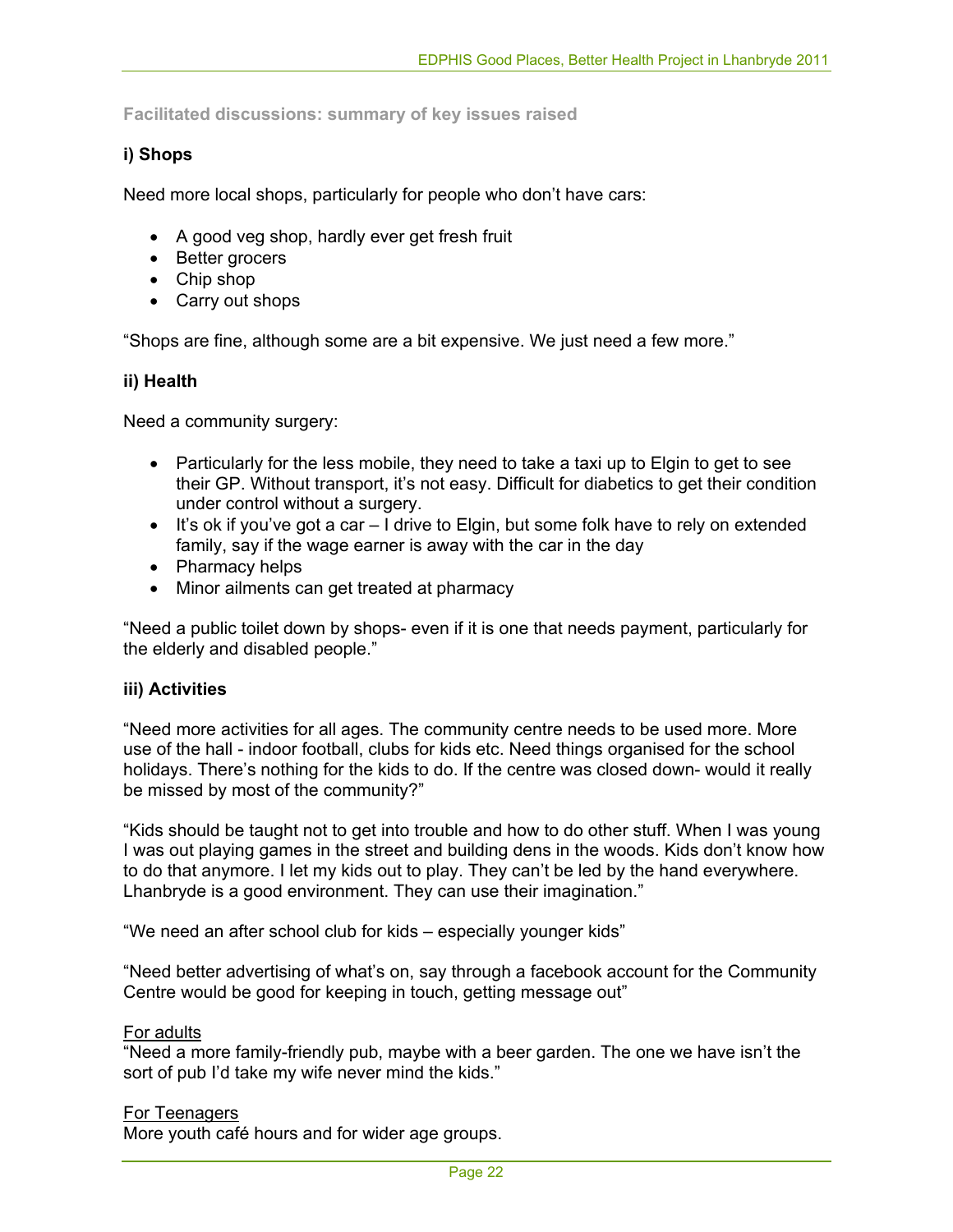### Facilitated discussions: summary of key issues raised

#### i) Shops

Need more local shops, particularly for people who don't have cars:

- A good veg shop, hardly ever get fresh fruit
- Better grocers
- Chip shop
- Carry out shops

"Shops are fine, although some are a bit expensive. We just need a few more."

#### ii) Health

Need a community surgery:

- Particularly for the less mobile, they need to take a taxi up to Elgin to get to see their GP. Without transport, it's not easy. Difficult for diabetics to get their condition under control without a surgery.
- It's ok if you've got a car – I drive to Elgin, but some folk have to rely on extended family, say if the wage earner is away with the car in the day
- Pharmacy helps
- Minor ailments can get treated at pharmacy

"Need a public toilet down by shops- even if it is one that needs payment, particularly for the elderly and disabled people."

#### iii) Activities

"Need more activities for all ages. The community centre needs to be used more. More use of the hall - indoor football, clubs for kids etc. Need things organised for the school holidays. There's nothing for the kids to do. If the centre was closed down- would it really be missed by most of the community?"

"Kids should be taught not to get into trouble and how to do other stuff. When I was young I was out playing games in the street and building dens in the woods. Kids don't know how to do that anymore. I let my kids out to play. They can't be led by the hand everywhere. Lhanbryde is a good environment. They can use their imagination."

"We need an after school club for kids – especially younger kids"

"Need better advertising of what's on, say through a facebook account for the Community Centre would be good for keeping in touch, getting message out"

<u>For adults</u>
"Need a more family-friendly pub, maybe with a beer garden. The one we have isn't the sort of pub I'd take my wife never mind the kids."

<u>For Teenagers</u>
More youth café hours and for wider age groups.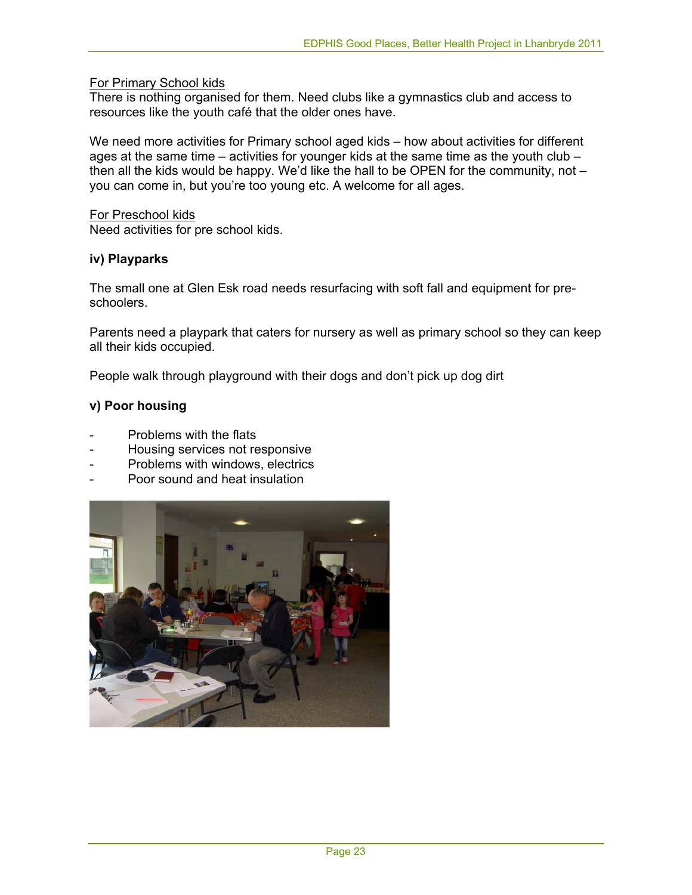<u>For Primary School kids</u>
There is nothing organised for them. Need clubs like a gymnastics club and access to resources like the youth café that the older ones have.

We need more activities for Primary school aged kids – how about activities for different ages at the same time – activities for younger kids at the same time as the youth club – then all the kids would be happy. We'd like the hall to be OPEN for the community, not – you can come in, but you're too young etc. A welcome for all ages.

<u>For Preschool kids</u>
Need activities for pre school kids.

**iv) Playparks**

The small one at Glen Esk road needs resurfacing with soft fall and equipment for pre-schoolers.

Parents need a playpark that caters for nursery as well as primary school so they can keep all their kids occupied.

People walk through playground with their dogs and don't pick up dog dirt

**v) Poor housing**

- Problems with the flats
- Housing services not responsive
- Problems with windows, electrics
- Poor sound and heat insulation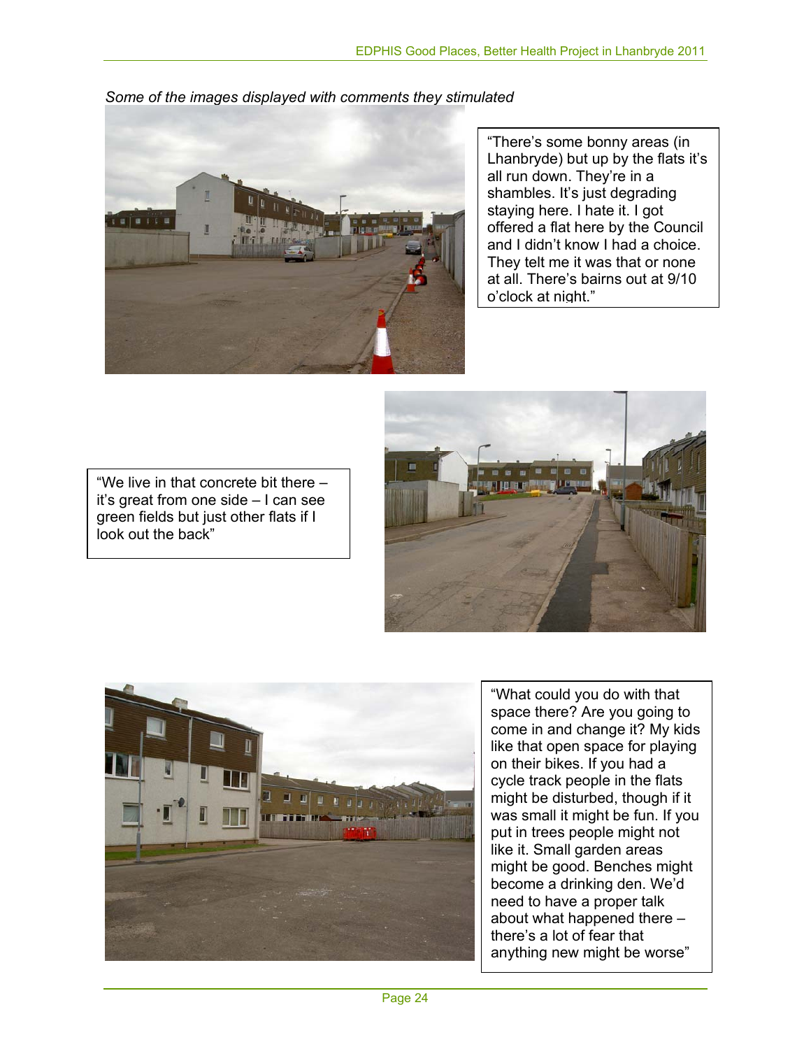*Some of the images displayed with comments they stimulated*

"There's some bonny areas (in Lhanbryde) but up by the flats it's all run down. They're in a shambles. It's just degrading staying here. I hate it. I got offered a flat here by the Council and I didn't know I had a choice. They telt me it was that or none at all. There's bairns out at 9/10 o'clock at night."

"We live in that concrete bit there – it's great from one side – I can see green fields but just other flats if I look out the back"

"What could you do with that space there? Are you going to come in and change it? My kids like that open space for playing on their bikes. If you had a cycle track people in the flats might be disturbed, though if it was small it might be fun. If you put in trees people might not like it. Small garden areas might be good. Benches might become a drinking den. We'd need to have a proper talk about what happened there – there's a lot of fear that anything new might be worse"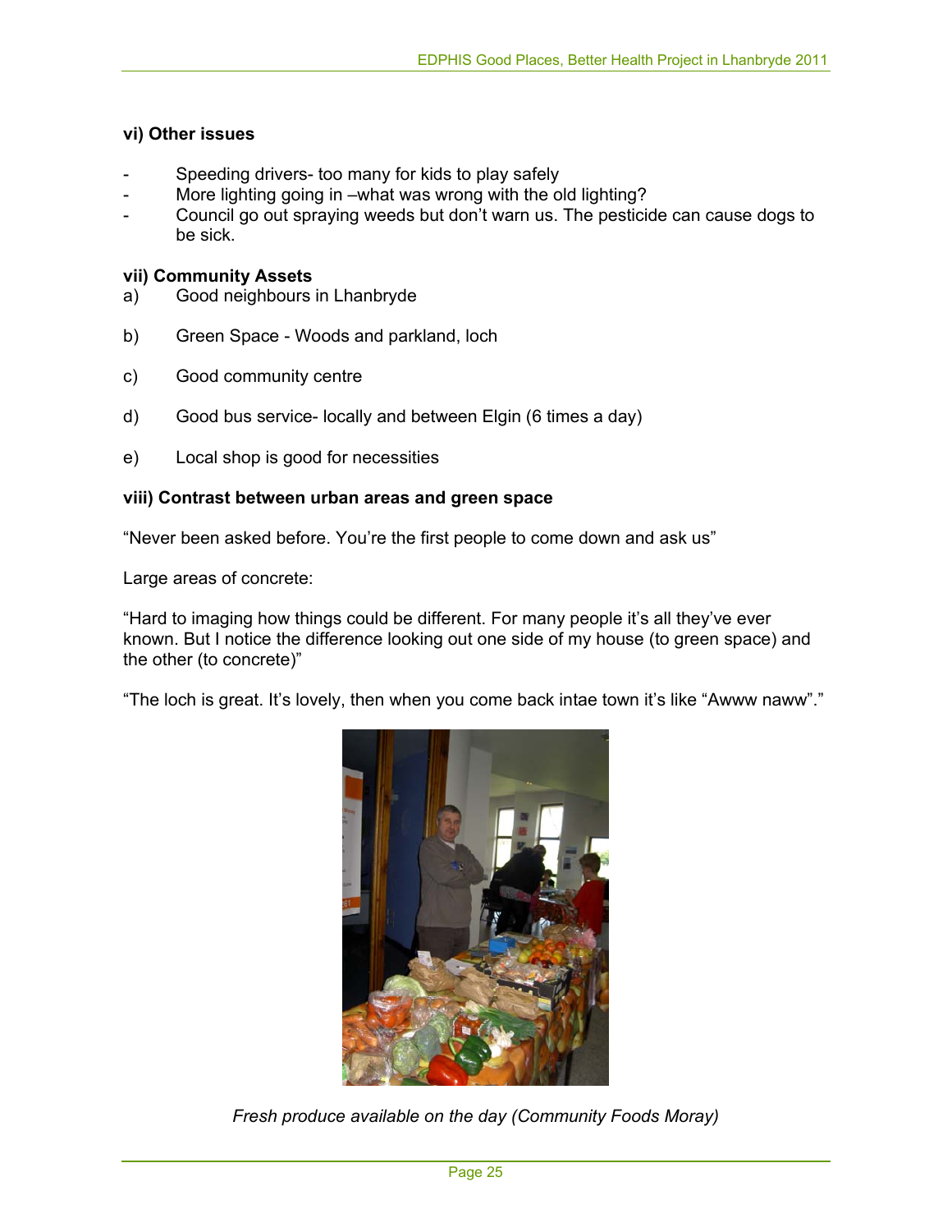### vi) Other issues

- Speeding drivers- too many for kids to play safely
- More lighting going in –what was wrong with the old lighting?
- Council go out spraying weeds but don't warn us. The pesticide can cause dogs to be sick.

### vii) Community Assets

a) Good neighbours in Lhanbryde

b) Green Space - Woods and parkland, loch

c) Good community centre

d) Good bus service- locally and between Elgin (6 times a day)

e) Local shop is good for necessities

### viii) Contrast between urban areas and green space

"Never been asked before. You're the first people to come down and ask us"

Large areas of concrete:

"Hard to imaging how things could be different. For many people it's all they've ever known. But I notice the difference looking out one side of my house (to green space) and the other (to concrete)"

"The loch is great. It's lovely, then when you come back intae town it's like "Awww naww"."

*Fresh produce available on the day (Community Foods Moray)*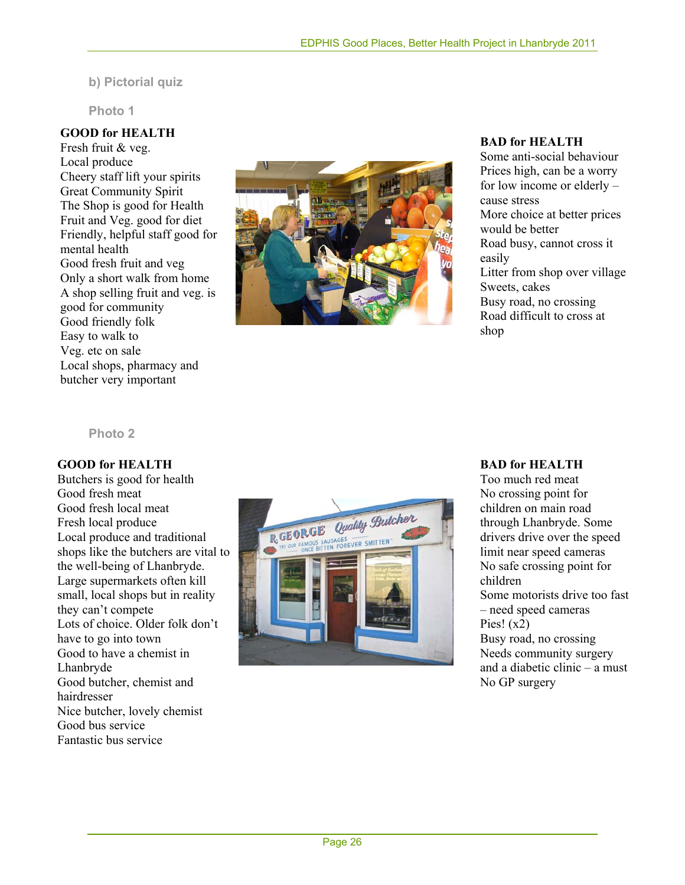### b) Pictorial quiz

#### Photo 1

**GOOD for HEALTH**

Fresh fruit & veg.
Local produce
Cheery staff lift your spirits
Great Community Spirit
The Shop is good for Health
Fruit and Veg. good for diet
Friendly, helpful staff good for mental health
Good fresh fruit and veg
Only a short walk from home
A shop selling fruit and veg. is good for community
Good friendly folk
Easy to walk to
Veg. etc on sale
Local shops, pharmacy and butcher very important

**BAD for HEALTH**

Some anti-social behaviour
Prices high, can be a worry for low income or elderly – cause stress
More choice at better prices would be better
Road busy, cannot cross it easily
Litter from shop over village
Sweets, cakes
Busy road, no crossing
Road difficult to cross at shop

#### Photo 2

**GOOD for HEALTH**

Butchers is good for health
Good fresh meat
Good fresh local meat
Fresh local produce
Local produce and traditional shops like the butchers are vital to the well-being of Lhanbryde.
Large supermarkets often kill small, local shops but in reality they can't compete
Lots of choice. Older folk don't have to go into town
Good to have a chemist in Lhanbryde
Good butcher, chemist and hairdresser
Nice butcher, lovely chemist
Good bus service
Fantastic bus service

**BAD for HEALTH**

Too much red meat
No crossing point for children on main road through Lhanbryde. Some drivers drive over the speed limit near speed cameras
No safe crossing point for children
Some motorists drive too fast – need speed cameras
Pies! (x2)
Busy road, no crossing
Needs community surgery and a diabetic clinic – a must
No GP surgery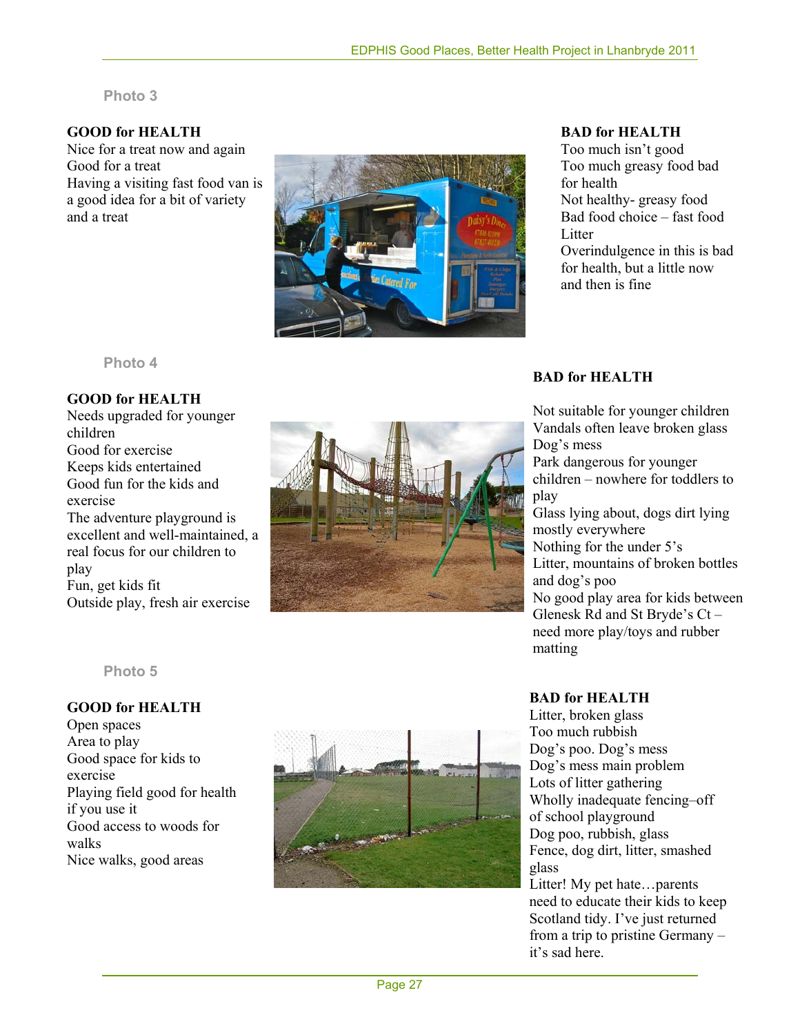### Photo 3

**GOOD for HEALTH**

Nice for a treat now and again
Good for a treat
Having a visiting fast food van is a good idea for a bit of variety and a treat

**BAD for HEALTH**

Too much isn't good
Too much greasy food bad for health
Not healthy- greasy food
Bad food choice – fast food
Litter
Overindulgence in this is bad for health, but a little now and then is fine

### Photo 4

**GOOD for HEALTH**

Needs upgraded for younger children
Good for exercise
Keeps kids entertained
Good fun for the kids and exercise
The adventure playground is excellent and well-maintained, a real focus for our children to play
Fun, get kids fit
Outside play, fresh air exercise

**BAD for HEALTH**

Not suitable for younger children
Vandals often leave broken glass
Dog's mess
Park dangerous for younger children – nowhere for toddlers to play
Glass lying about, dogs dirt lying mostly everywhere
Nothing for the under 5's
Litter, mountains of broken bottles and dog's poo
No good play area for kids between Glenesk Rd and St Bryde's Ct – need more play/toys and rubber matting

### Photo 5

**GOOD for HEALTH**

Open spaces
Area to play
Good space for kids to exercise
Playing field good for health if you use it
Good access to woods for walks
Nice walks, good areas

**BAD for HEALTH**

Litter, broken glass
Too much rubbish
Dog's poo. Dog's mess
Dog's mess main problem
Lots of litter gathering
Wholly inadequate fencing–off of school playground
Dog poo, rubbish, glass
Fence, dog dirt, litter, smashed glass
Litter! My pet hate…parents need to educate their kids to keep Scotland tidy. I've just returned from a trip to pristine Germany – it's sad here.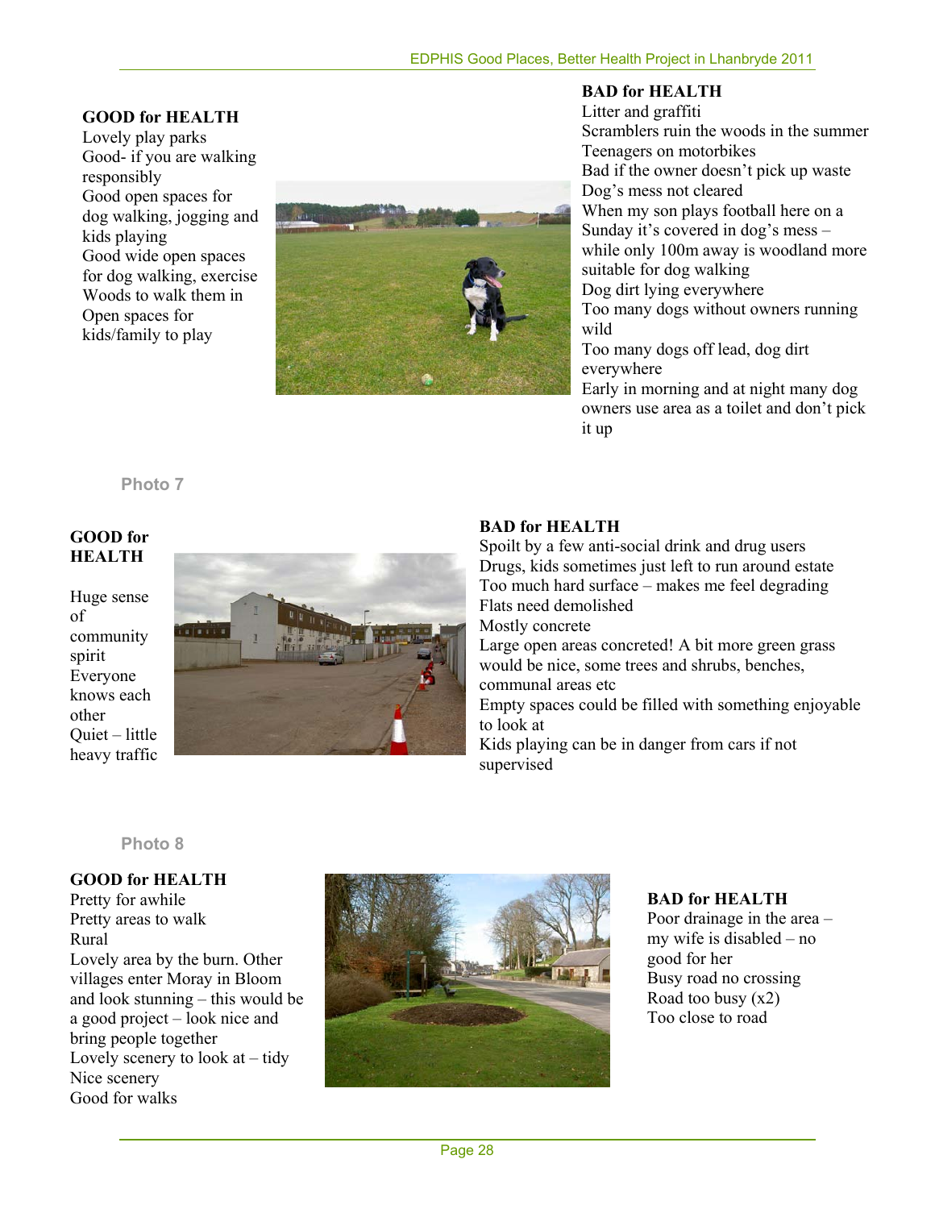**GOOD for HEALTH**

Lovely play parks
Good- if you are walking responsibly
Good open spaces for dog walking, jogging and kids playing
Good wide open spaces for dog walking, exercise
Woods to walk them in
Open spaces for kids/family to play

**BAD for HEALTH**

Litter and graffiti
Scramblers ruin the woods in the summer
Teenagers on motorbikes
Bad if the owner doesn't pick up waste
Dog's mess not cleared
When my son plays football here on a Sunday it's covered in dog's mess – while only 100m away is woodland more suitable for dog walking
Dog dirt lying everywhere
Too many dogs without owners running wild
Too many dogs off lead, dog dirt everywhere
Early in morning and at night many dog owners use area as a toilet and don't pick it up

Photo 7

**GOOD for HEALTH**

Huge sense of community spirit
Everyone knows each other
Quiet – little heavy traffic

**BAD for HEALTH**

Spoilt by a few anti-social drink and drug users
Drugs, kids sometimes just left to run around estate
Too much hard surface – makes me feel degrading
Flats need demolished
Mostly concrete
Large open areas concreted! A bit more green grass would be nice, some trees and shrubs, benches, communal areas etc
Empty spaces could be filled with something enjoyable to look at
Kids playing can be in danger from cars if not supervised

Photo 8

**GOOD for HEALTH**

Pretty for awhile
Pretty areas to walk
Rural
Lovely area by the burn. Other villages enter Moray in Bloom and look stunning – this would be a good project – look nice and bring people together
Lovely scenery to look at – tidy
Nice scenery
Good for walks

**BAD for HEALTH**

Poor drainage in the area – my wife is disabled – no good for her
Busy road no crossing
Road too busy (x2)
Too close to road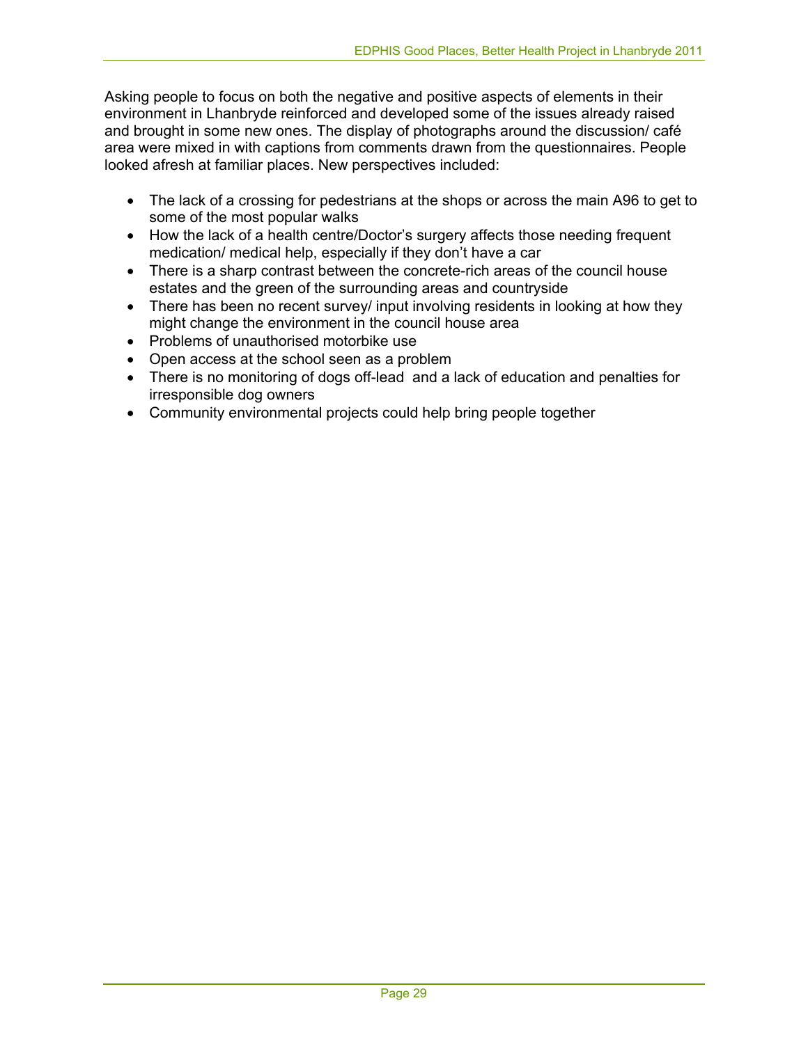Asking people to focus on both the negative and positive aspects of elements in their environment in Lhanbryde reinforced and developed some of the issues already raised and brought in some new ones. The display of photographs around the discussion/ café area were mixed in with captions from comments drawn from the questionnaires. People looked afresh at familiar places. New perspectives included:

- The lack of a crossing for pedestrians at the shops or across the main A96 to get to some of the most popular walks
- How the lack of a health centre/Doctor's surgery affects those needing frequent medication/ medical help, especially if they don't have a car
- There is a sharp contrast between the concrete-rich areas of the council house estates and the green of the surrounding areas and countryside
- There has been no recent survey/ input involving residents in looking at how they might change the environment in the council house area
- Problems of unauthorised motorbike use
- Open access at the school seen as a problem
- There is no monitoring of dogs off-lead and a lack of education and penalties for irresponsible dog owners
- Community environmental projects could help bring people together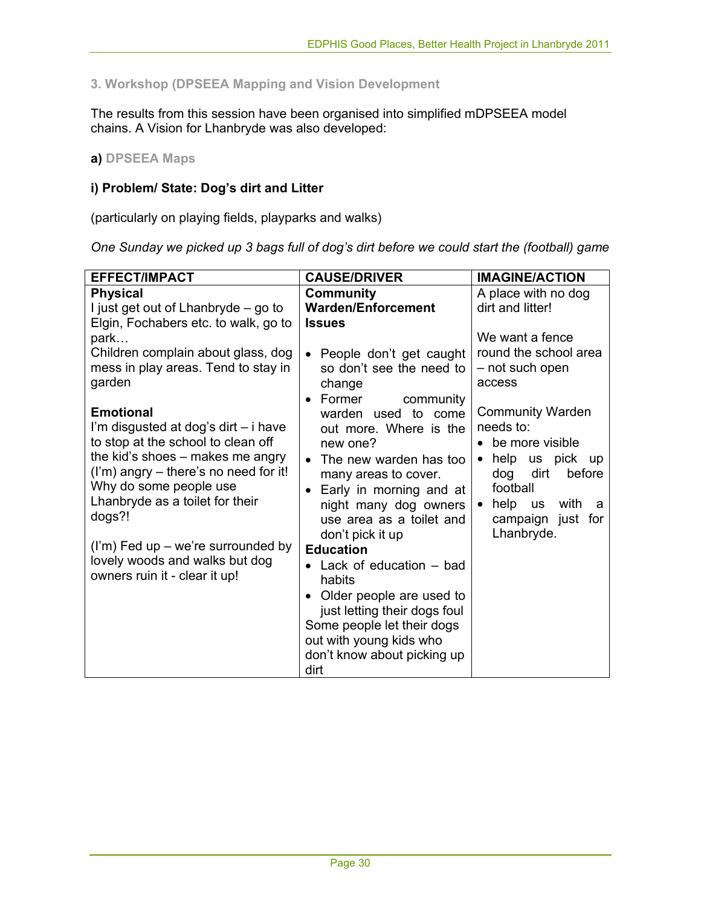### 3. Workshop (DPSEEA Mapping and Vision Development

The results from this session have been organised into simplified mDPSEEA model chains. A Vision for Lhanbryde was also developed:

**a) DPSEEA Maps**

**i) Problem/ State: Dog's dirt and Litter**

(particularly on playing fields, playparks and walks)

*One Sunday we picked up 3 bags full of dog's dirt before we could start the (football) game*

| EFFECT/IMPACT | CAUSE/DRIVER | IMAGINE/ACTION |
|---|---|---|
| **Physical**<br>I just get out of Lhanbryde – go to Elgin, Fochabers etc. to walk, go to park…<br>Children complain about glass, dog mess in play areas. Tend to stay in garden<br><br>**Emotional**<br>I'm disgusted at dog's dirt – i have to stop at the school to clean off the kid's shoes – makes me angry<br>(I'm) angry – there's no need for it! Why do some people use Lhanbryde as a toilet for their dogs?!<br><br>(I'm) Fed up – we're surrounded by lovely woods and walks but dog owners ruin it - clear it up! | **Community Warden/Enforcement Issues**<br>• People don't get caught so don't see the need to change<br>• Former community warden used to come out more. Where is the new one?<br>• The new warden has too many areas to cover.<br>• Early in morning and at night many dog owners use area as a toilet and don't pick it up<br>**Education**<br>• Lack of education – bad habits<br>• Older people are used to just letting their dogs foul<br>Some people let their dogs out with young kids who don't know about picking up dirt | A place with no dog dirt and litter!<br><br>We want a fence round the school area – not such open access<br><br>Community Warden needs to:<br>• be more visible<br>• help us pick up dog dirt before football<br>• help us with a campaign just for Lhanbryde. |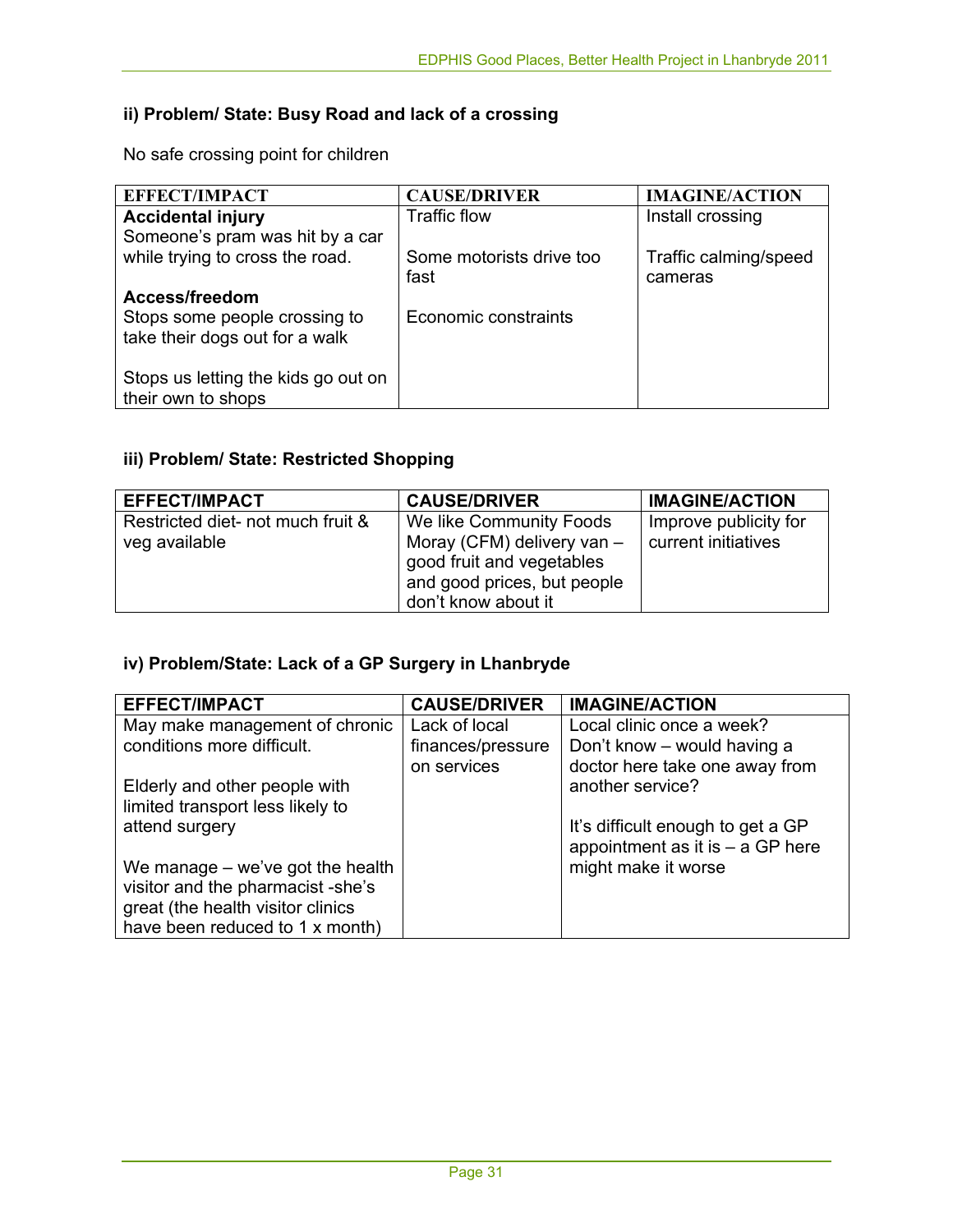### ii) Problem/ State: Busy Road and lack of a crossing

No safe crossing point for children

| EFFECT/IMPACT | CAUSE/DRIVER | IMAGINE/ACTION |
|---|---|---|
| **Accidental injury**<br>Someone's pram was hit by a car while trying to cross the road.<br><br>**Access/freedom**<br>Stops some people crossing to take their dogs out for a walk<br><br>Stops us letting the kids go out on their own to shops | Traffic flow<br><br>Some motorists drive too fast<br><br>Economic constraints | Install crossing<br><br>Traffic calming/speed cameras |

### iii) Problem/ State: Restricted Shopping

| EFFECT/IMPACT | CAUSE/DRIVER | IMAGINE/ACTION |
|---|---|---|
| Restricted diet- not much fruit & veg available | We like Community Foods Moray (CFM) delivery van – good fruit and vegetables and good prices, but people don't know about it | Improve publicity for current initiatives |

### iv) Problem/State: Lack of a GP Surgery in Lhanbryde

| EFFECT/IMPACT | CAUSE/DRIVER | IMAGINE/ACTION |
|---|---|---|
| May make management of chronic conditions more difficult.<br><br>Elderly and other people with limited transport less likely to attend surgery<br><br>We manage – we've got the health visitor and the pharmacist -she's great (the health visitor clinics have been reduced to 1 x month) | Lack of local finances/pressure on services | Local clinic once a week?<br>Don't know – would having a doctor here take one away from another service?<br><br>It's difficult enough to get a GP appointment as it is – a GP here might make it worse |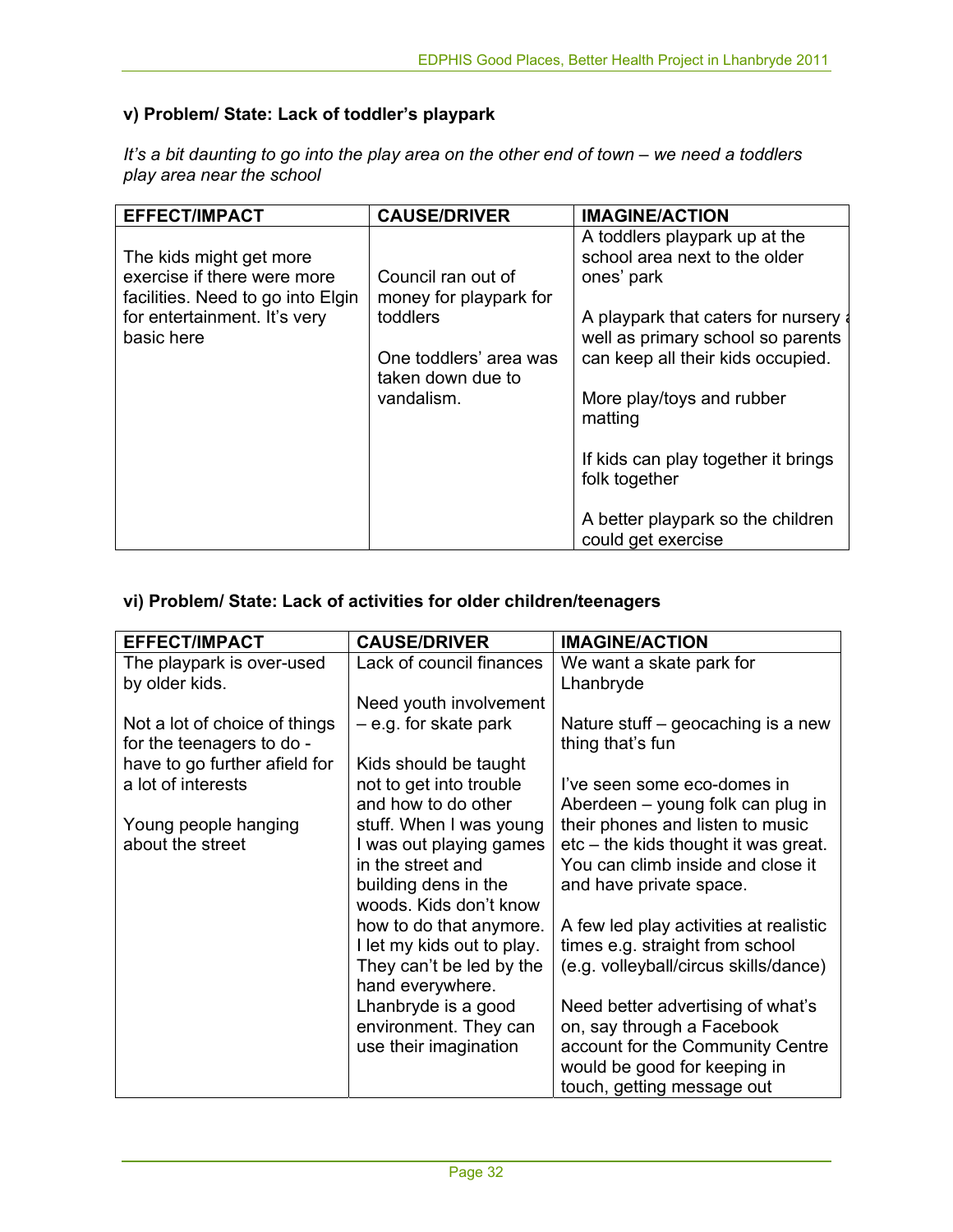### v) Problem/ State: Lack of toddler's playpark

*It's a bit daunting to go into the play area on the other end of town – we need a toddlers play area near the school*

| EFFECT/IMPACT | CAUSE/DRIVER | IMAGINE/ACTION |
|---|---|---|
| The kids might get more exercise if there were more facilities. Need to go into Elgin for entertainment. It's very basic here | Council ran out of money for playpark for toddlers<br><br>One toddlers' area was taken down due to vandalism. | A toddlers playpark up at the school area next to the older ones' park<br><br>A playpark that caters for nursery a well as primary school so parents can keep all their kids occupied.<br><br>More play/toys and rubber matting<br><br>If kids can play together it brings folk together<br><br>A better playpark so the children could get exercise |

### vi) Problem/ State: Lack of activities for older children/teenagers

| EFFECT/IMPACT | CAUSE/DRIVER | IMAGINE/ACTION |
|---|---|---|
| The playpark is over-used by older kids.<br><br>Not a lot of choice of things for the teenagers to do - have to go further afield for a lot of interests<br><br>Young people hanging about the street | Lack of council finances<br><br>Need youth involvement – e.g. for skate park<br><br>Kids should be taught not to get into trouble and how to do other stuff. When I was young I was out playing games in the street and building dens in the woods. Kids don't know how to do that anymore. I let my kids out to play. They can't be led by the hand everywhere. Lhanbryde is a good environment. They can use their imagination | We want a skate park for Lhanbryde<br><br>Nature stuff – geocaching is a new thing that's fun<br><br>I've seen some eco-domes in Aberdeen – young folk can plug in their phones and listen to music etc – the kids thought it was great. You can climb inside and close it and have private space.<br><br>A few led play activities at realistic times e.g. straight from school (e.g. volleyball/circus skills/dance)<br><br>Need better advertising of what's on, say through a Facebook account for the Community Centre would be good for keeping in touch, getting message out |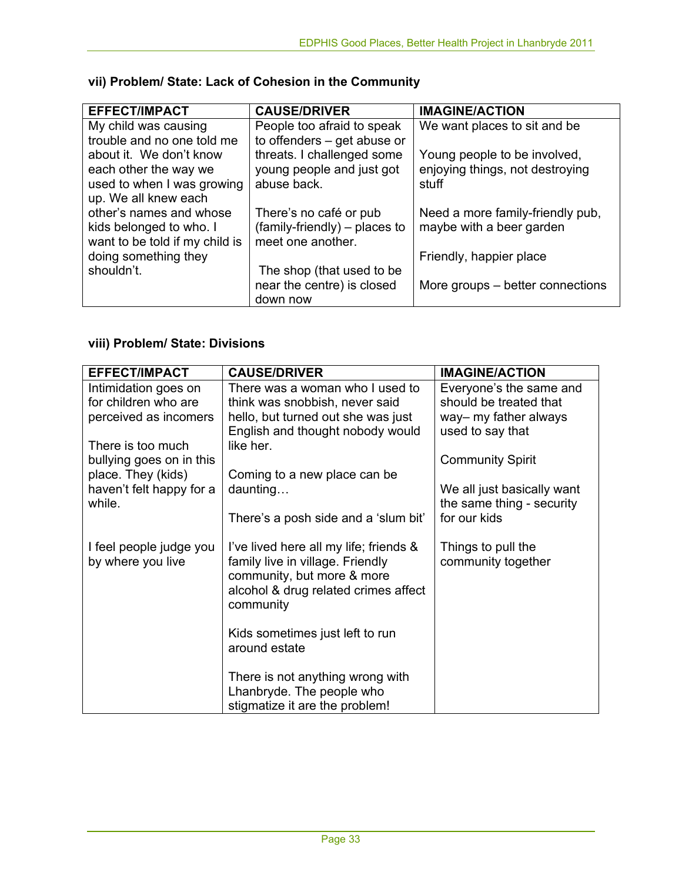### vii) Problem/ State: Lack of Cohesion in the Community

| EFFECT/IMPACT | CAUSE/DRIVER | IMAGINE/ACTION |
|---|---|---|
| My child was causing trouble and no one told me about it. We don't know each other the way we used to when I was growing up. We all knew each other's names and whose kids belonged to who. I want to be told if my child is doing something they shouldn't. | People too afraid to speak to offenders – get abuse or threats. I challenged some young people and just got abuse back.<br><br>There's no café or pub (family-friendly) – places to meet one another.<br><br>The shop (that used to be near the centre) is closed down now | We want places to sit and be<br><br>Young people to be involved, enjoying things, not destroying stuff<br><br>Need a more family-friendly pub, maybe with a beer garden<br><br>Friendly, happier place<br><br>More groups – better connections |

### viii) Problem/ State: Divisions

| EFFECT/IMPACT | CAUSE/DRIVER | IMAGINE/ACTION |
|---|---|---|
| Intimidation goes on for children who are perceived as incomers<br><br>There is too much bullying goes on in this place. They (kids) haven't felt happy for a while. | There was a woman who I used to think was snobbish, never said hello, but turned out she was just English and thought nobody would like her.<br><br>Coming to a new place can be daunting…<br><br>There's a posh side and a 'slum bit' | Everyone's the same and should be treated that way– my father always used to say that<br><br>Community Spirit<br><br>We all just basically want the same thing - security for our kids |
| I feel people judge you by where you live | I've lived here all my life; friends & family live in village. Friendly community, but more & more alcohol & drug related crimes affect community<br><br>Kids sometimes just left to run around estate<br><br>There is not anything wrong with Lhanbryde. The people who stigmatize it are the problem! | Things to pull the community together |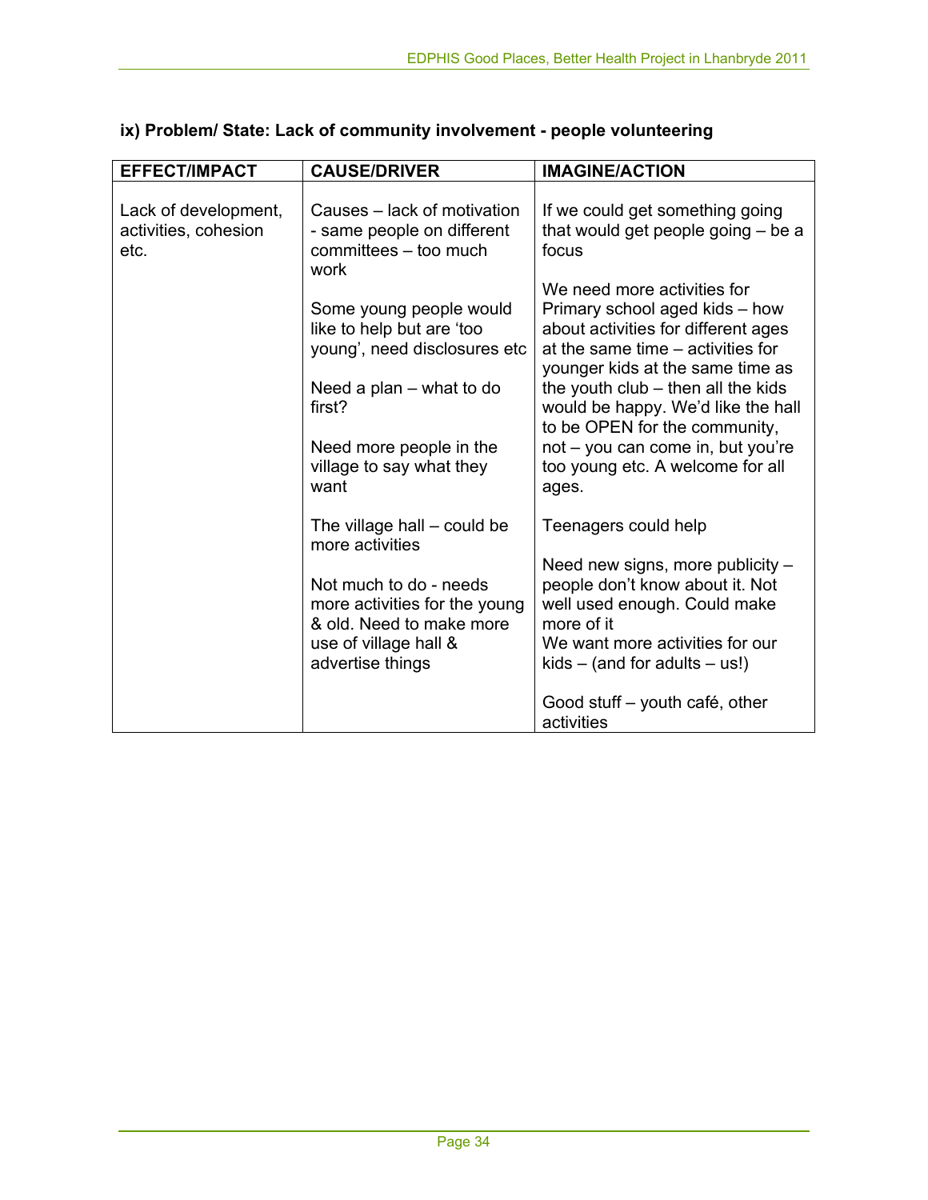### ix) Problem/ State: Lack of community involvement - people volunteering

| EFFECT/IMPACT | CAUSE/DRIVER | IMAGINE/ACTION |
|---|---|---|
| Lack of development, activities, cohesion etc. | Causes – lack of motivation - same people on different committees – too much work<br><br>Some young people would like to help but are 'too young', need disclosures etc<br><br>Need a plan – what to do first?<br><br>Need more people in the village to say what they want<br><br>The village hall – could be more activities<br><br>Not much to do - needs more activities for the young & old. Need to make more use of village hall & advertise things | If we could get something going that would get people going – be a focus<br><br>We need more activities for Primary school aged kids – how about activities for different ages at the same time – activities for younger kids at the same time as the youth club – then all the kids would be happy. We'd like the hall to be OPEN for the community, not – you can come in, but you're too young etc. A welcome for all ages.<br><br>Teenagers could help<br><br>Need new signs, more publicity – people don't know about it. Not well used enough. Could make more of it<br>We want more activities for our kids – (and for adults – us!)<br><br>Good stuff – youth café, other activities |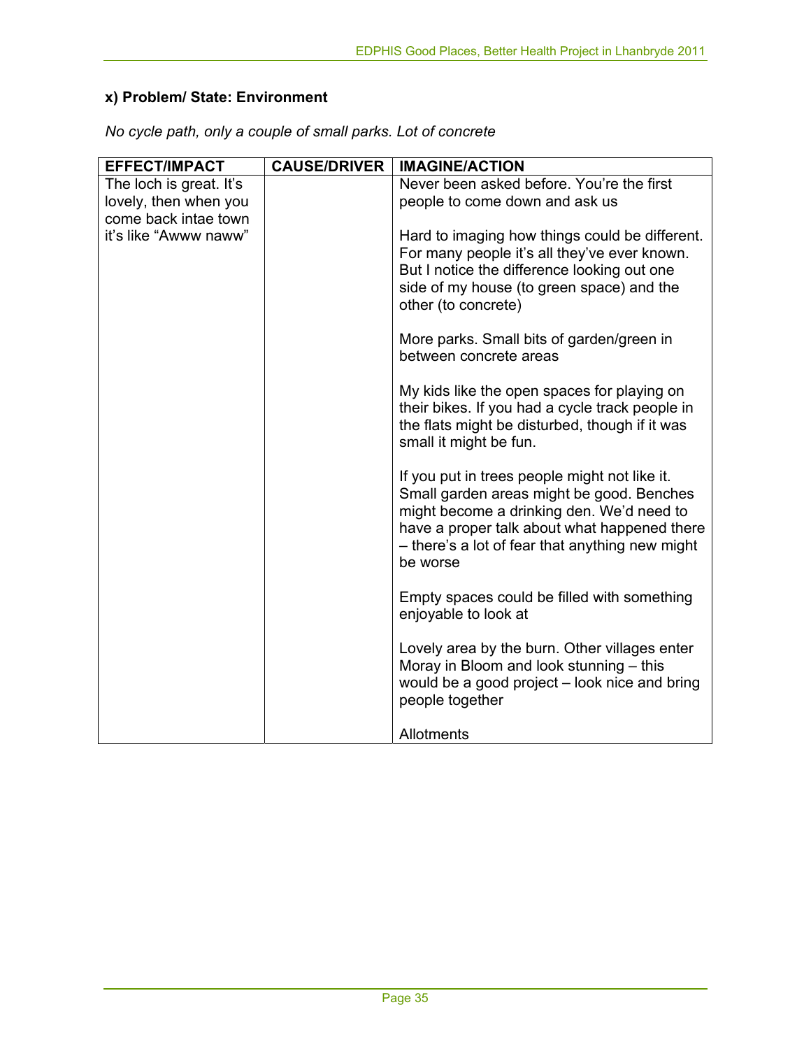### x) Problem/ State: Environment

*No cycle path, only a couple of small parks. Lot of concrete*

| EFFECT/IMPACT | CAUSE/DRIVER | IMAGINE/ACTION |
| --- | --- | --- |
| The loch is great. It's lovely, then when you come back intae town it's like "Awww naww" | | Never been asked before. You're the first people to come down and ask us<br><br>Hard to imaging how things could be different. For many people it's all they've ever known. But I notice the difference looking out one side of my house (to green space) and the other (to concrete)<br><br>More parks. Small bits of garden/green in between concrete areas<br><br>My kids like the open spaces for playing on their bikes. If you had a cycle track people in the flats might be disturbed, though if it was small it might be fun.<br><br>If you put in trees people might not like it. Small garden areas might be good. Benches might become a drinking den. We'd need to have a proper talk about what happened there – there's a lot of fear that anything new might be worse<br><br>Empty spaces could be filled with something enjoyable to look at<br><br>Lovely area by the burn. Other villages enter Moray in Bloom and look stunning – this would be a good project – look nice and bring people together<br><br>Allotments |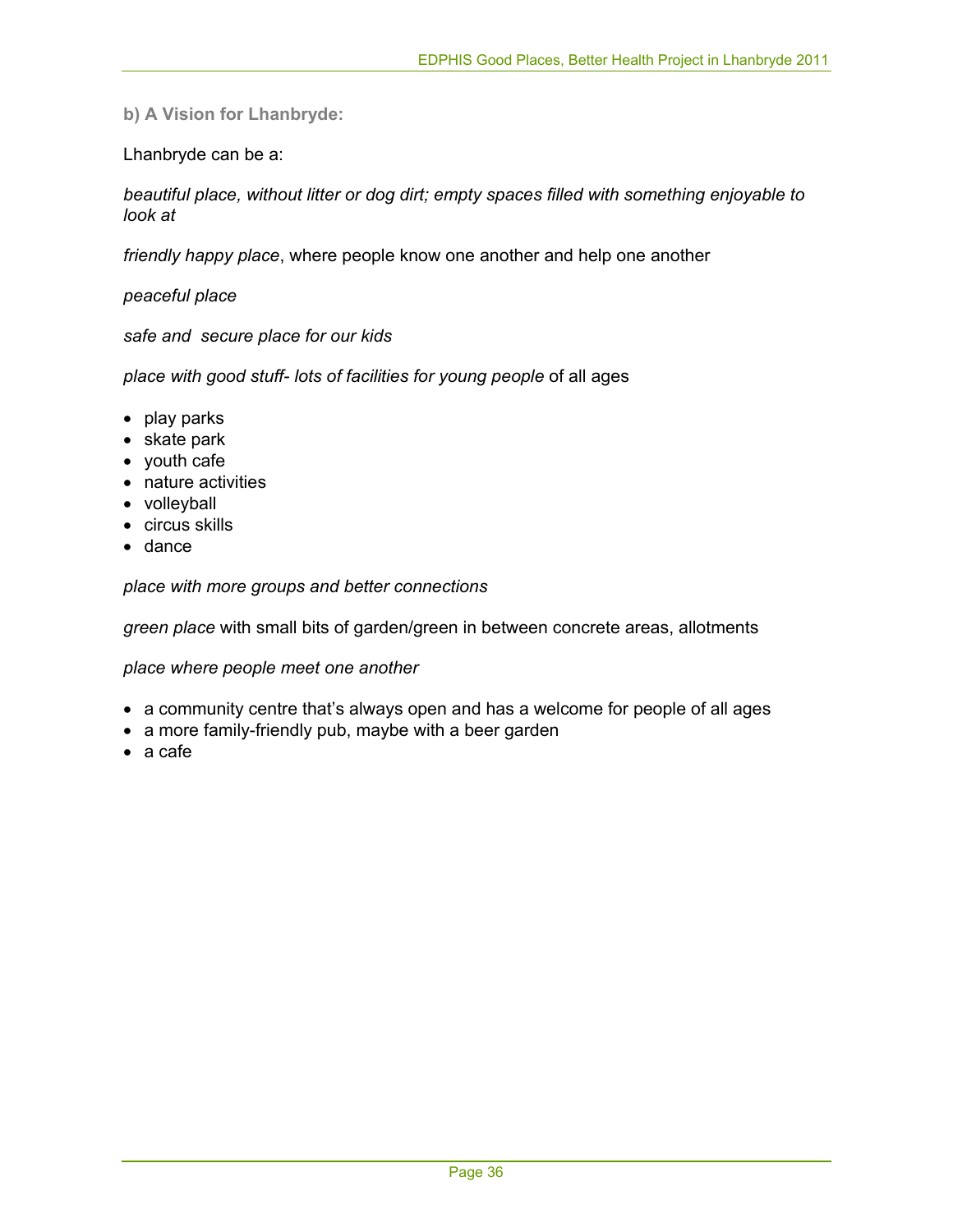### b) A Vision for Lhanbryde:

Lhanbryde can be a:

*beautiful place, without litter or dog dirt; empty spaces filled with something enjoyable to look at*

*friendly happy place*, where people know one another and help one another

*peaceful place*

*safe and secure place for our kids*

*place with good stuff- lots of facilities for young people* of all ages

- play parks
- skate park
- youth cafe
- nature activities
- volleyball
- circus skills
- dance

*place with more groups and better connections*

*green place* with small bits of garden/green in between concrete areas, allotments

*place where people meet one another*

- a community centre that's always open and has a welcome for people of all ages
- a more family-friendly pub, maybe with a beer garden
- a cafe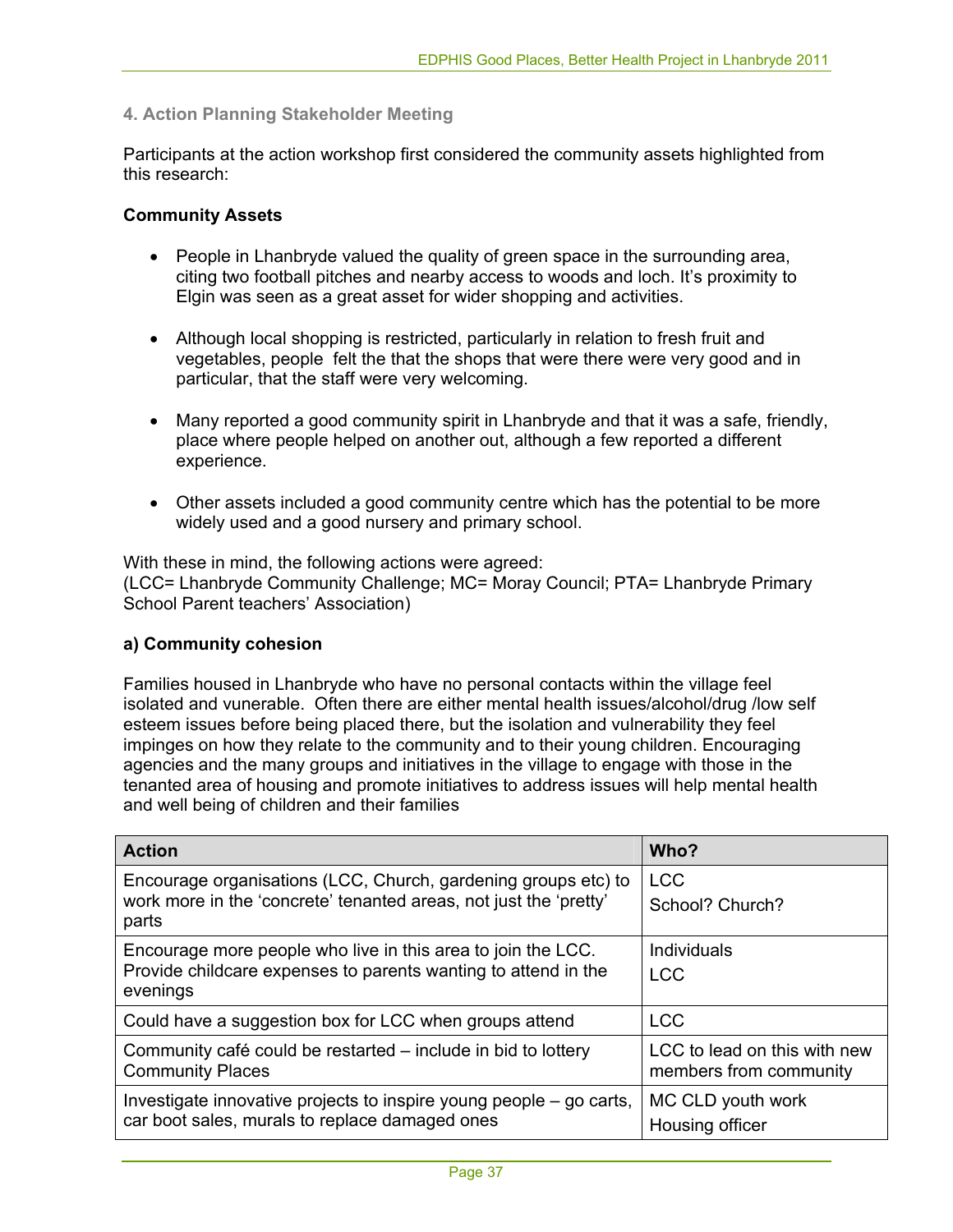### 4. Action Planning Stakeholder Meeting

Participants at the action workshop first considered the community assets highlighted from this research:

**Community Assets**

- People in Lhanbryde valued the quality of green space in the surrounding area, citing two football pitches and nearby access to woods and loch. It's proximity to Elgin was seen as a great asset for wider shopping and activities.

- Although local shopping is restricted, particularly in relation to fresh fruit and vegetables, people felt the that the shops that were there were very good and in particular, that the staff were very welcoming.

- Many reported a good community spirit in Lhanbryde and that it was a safe, friendly, place where people helped on another out, although a few reported a different experience.

- Other assets included a good community centre which has the potential to be more widely used and a good nursery and primary school.

With these in mind, the following actions were agreed:
(LCC= Lhanbryde Community Challenge; MC= Moray Council; PTA= Lhanbryde Primary School Parent teachers' Association)

**a) Community cohesion**

Families housed in Lhanbryde who have no personal contacts within the village feel isolated and vunerable. Often there are either mental health issues/alcohol/drug /low self esteem issues before being placed there, but the isolation and vulnerability they feel impinges on how they relate to the community and to their young children. Encouraging agencies and the many groups and initiatives in the village to engage with those in the tenanted area of housing and promote initiatives to address issues will help mental health and well being of children and their families

| Action | Who? |
|---|---|
| Encourage organisations (LCC, Church, gardening groups etc) to work more in the 'concrete' tenanted areas, not just the 'pretty' parts | LCC<br>School? Church? |
| Encourage more people who live in this area to join the LCC. Provide childcare expenses to parents wanting to attend in the evenings | Individuals<br>LCC |
| Could have a suggestion box for LCC when groups attend | LCC |
| Community café could be restarted – include in bid to lottery Community Places | LCC to lead on this with new members from community |
| Investigate innovative projects to inspire young people – go carts, car boot sales, murals to replace damaged ones | MC CLD youth work<br>Housing officer |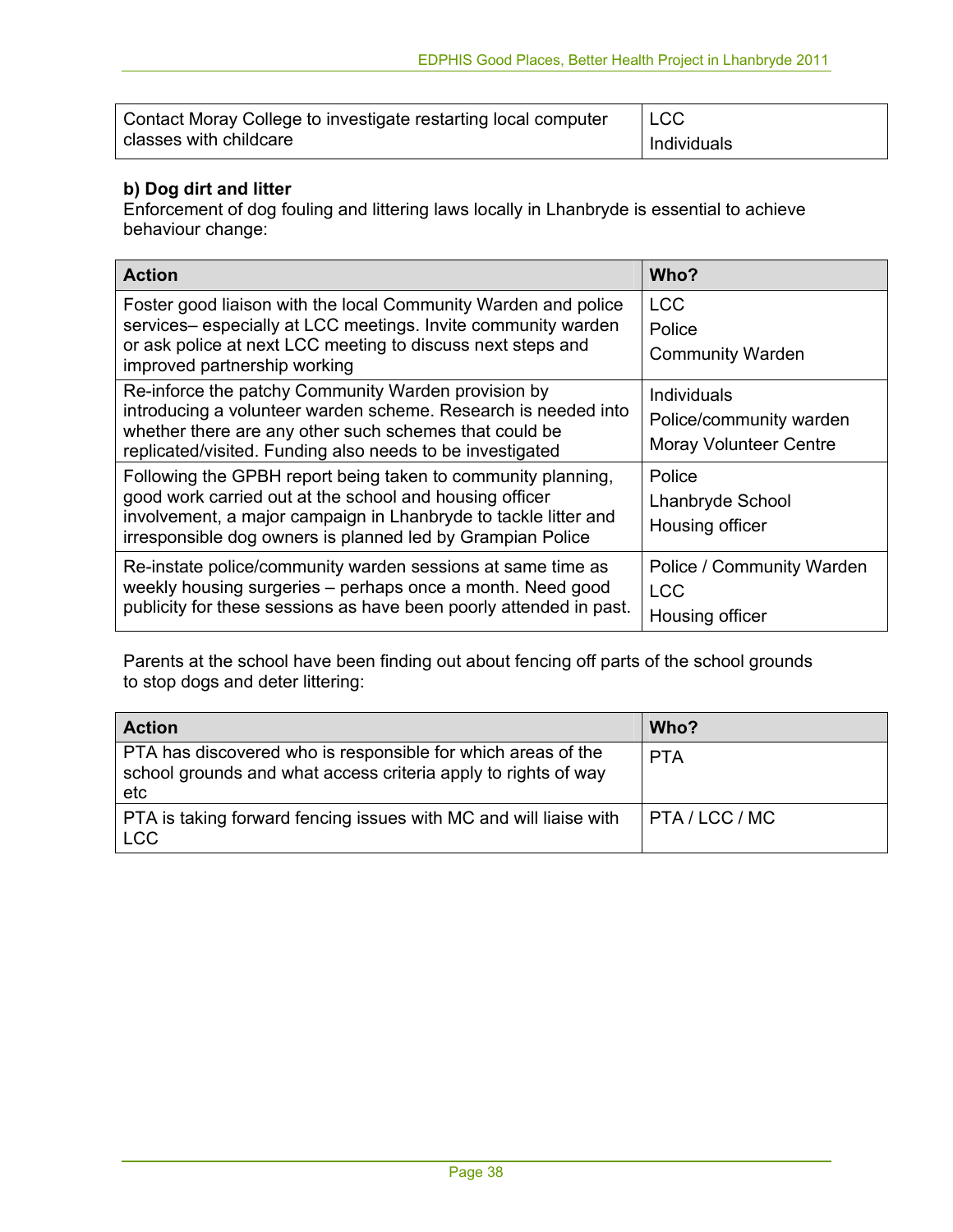| Contact Moray College to investigate restarting local computer classes with childcare | LCC<br>Individuals |
|---|---|

**b) Dog dirt and litter**

Enforcement of dog fouling and littering laws locally in Lhanbryde is essential to achieve behaviour change:

| Action | Who? |
|---|---|
| Foster good liaison with the local Community Warden and police services– especially at LCC meetings. Invite community warden or ask police at next LCC meeting to discuss next steps and improved partnership working | LCC<br>Police<br>Community Warden |
| Re-inforce the patchy Community Warden provision by introducing a volunteer warden scheme. Research is needed into whether there are any other such schemes that could be replicated/visited. Funding also needs to be investigated | Individuals<br>Police/community warden<br>Moray Volunteer Centre |
| Following the GPBH report being taken to community planning, good work carried out at the school and housing officer involvement, a major campaign in Lhanbryde to tackle litter and irresponsible dog owners is planned led by Grampian Police | Police<br>Lhanbryde School<br>Housing officer |
| Re-instate police/community warden sessions at same time as weekly housing surgeries – perhaps once a month. Need good publicity for these sessions as have been poorly attended in past. | Police / Community Warden<br>LCC<br>Housing officer |

Parents at the school have been finding out about fencing off parts of the school grounds to stop dogs and deter littering:

| Action | Who? |
|---|---|
| PTA has discovered who is responsible for which areas of the school grounds and what access criteria apply to rights of way etc | PTA |
| PTA is taking forward fencing issues with MC and will liaise with LCC | PTA / LCC / MC |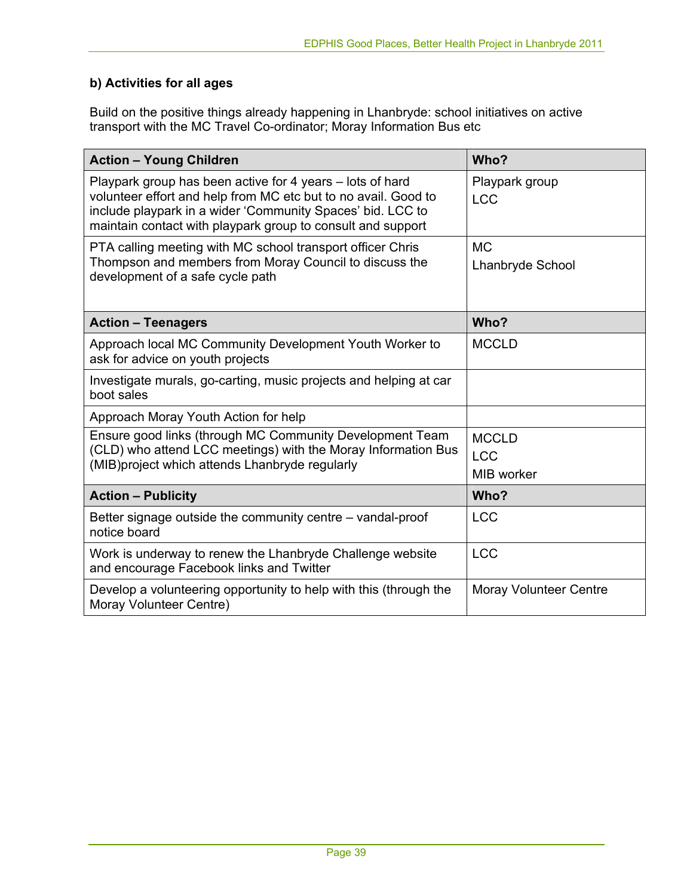### b) Activities for all ages

Build on the positive things already happening in Lhanbryde: school initiatives on active transport with the MC Travel Co-ordinator; Moray Information Bus etc

| Action – Young Children | Who? |
|---|---|
| Playpark group has been active for 4 years – lots of hard volunteer effort and help from MC etc but to no avail. Good to include playpark in a wider 'Community Spaces' bid. LCC to maintain contact with playpark group to consult and support | Playpark group<br>LCC |
| PTA calling meeting with MC school transport officer Chris Thompson and members from Moray Council to discuss the development of a safe cycle path | MC<br>Lhanbryde School |
| **Action – Teenagers** | **Who?** |
| Approach local MC Community Development Youth Worker to ask for advice on youth projects | MCCLD |
| Investigate murals, go-carting, music projects and helping at car boot sales | |
| Approach Moray Youth Action for help | |
| Ensure good links (through MC Community Development Team (CLD) who attend LCC meetings) with the Moray Information Bus (MIB)project which attends Lhanbryde regularly | MCCLD<br>LCC<br>MIB worker |
| **Action – Publicity** | **Who?** |
| Better signage outside the community centre – vandal-proof notice board | LCC |
| Work is underway to renew the Lhanbryde Challenge website and encourage Facebook links and Twitter | LCC |
| Develop a volunteering opportunity to help with this (through the Moray Volunteer Centre) | Moray Volunteer Centre |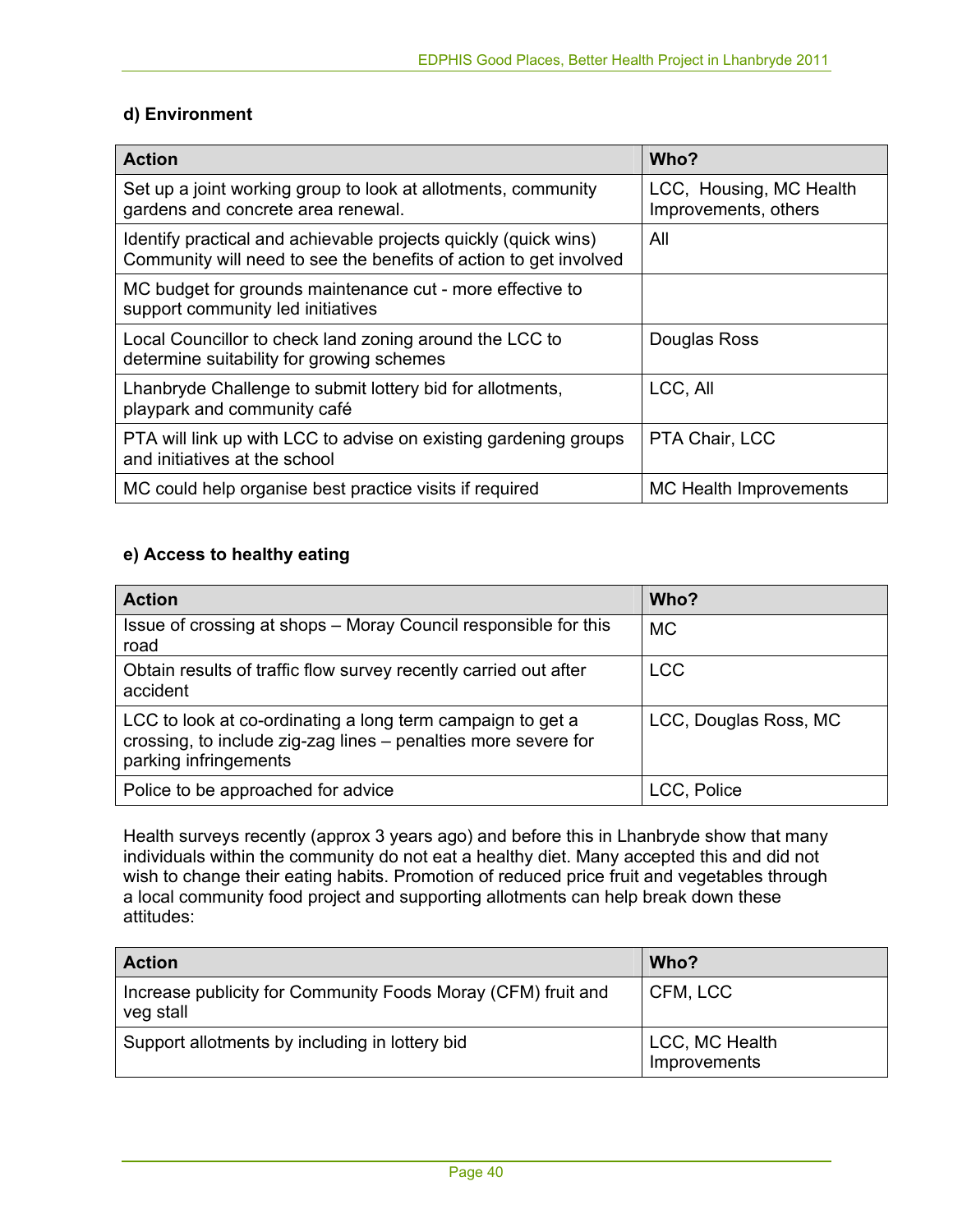### d) Environment

| Action | Who? |
|---|---|
| Set up a joint working group to look at allotments, community gardens and concrete area renewal. | LCC, Housing, MC Health Improvements, others |
| Identify practical and achievable projects quickly (quick wins) Community will need to see the benefits of action to get involved | All |
| MC budget for grounds maintenance cut - more effective to support community led initiatives | |
| Local Councillor to check land zoning around the LCC to determine suitability for growing schemes | Douglas Ross |
| Lhanbryde Challenge to submit lottery bid for allotments, playpark and community café | LCC, All |
| PTA will link up with LCC to advise on existing gardening groups and initiatives at the school | PTA Chair, LCC |
| MC could help organise best practice visits if required | MC Health Improvements |

### e) Access to healthy eating

| Action | Who? |
|---|---|
| Issue of crossing at shops – Moray Council responsible for this road | MC |
| Obtain results of traffic flow survey recently carried out after accident | LCC |
| LCC to look at co-ordinating a long term campaign to get a crossing, to include zig-zag lines – penalties more severe for parking infringements | LCC, Douglas Ross, MC |
| Police to be approached for advice | LCC, Police |

Health surveys recently (approx 3 years ago) and before this in Lhanbryde show that many individuals within the community do not eat a healthy diet. Many accepted this and did not wish to change their eating habits. Promotion of reduced price fruit and vegetables through a local community food project and supporting allotments can help break down these attitudes:

| Action | Who? |
|---|---|
| Increase publicity for Community Foods Moray (CFM) fruit and veg stall | CFM, LCC |
| Support allotments by including in lottery bid | LCC, MC Health Improvements |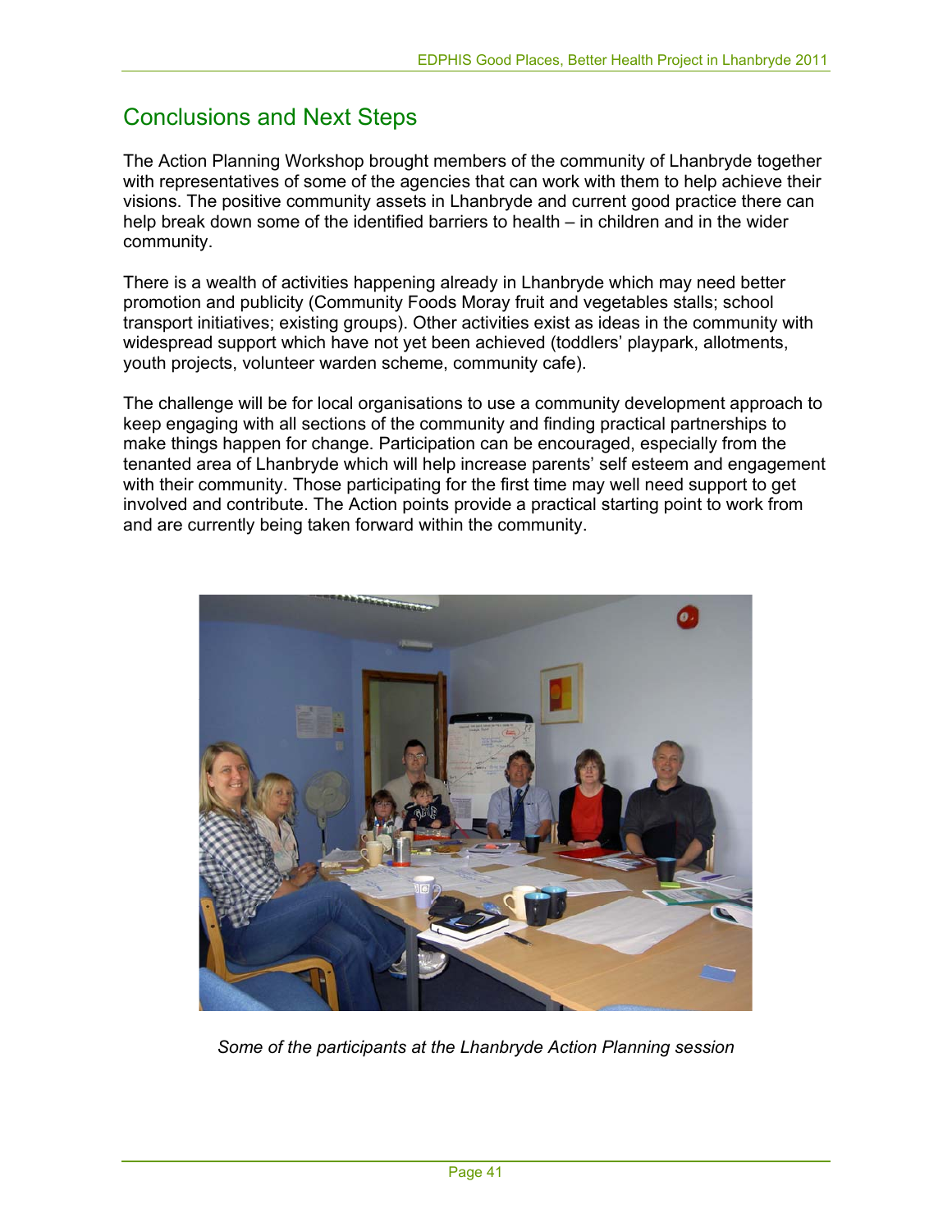## Conclusions and Next Steps

The Action Planning Workshop brought members of the community of Lhanbryde together with representatives of some of the agencies that can work with them to help achieve their visions. The positive community assets in Lhanbryde and current good practice there can help break down some of the identified barriers to health – in children and in the wider community.

There is a wealth of activities happening already in Lhanbryde which may need better promotion and publicity (Community Foods Moray fruit and vegetables stalls; school transport initiatives; existing groups). Other activities exist as ideas in the community with widespread support which have not yet been achieved (toddlers' playpark, allotments, youth projects, volunteer warden scheme, community cafe).

The challenge will be for local organisations to use a community development approach to keep engaging with all sections of the community and finding practical partnerships to make things happen for change. Participation can be encouraged, especially from the tenanted area of Lhanbryde which will help increase parents' self esteem and engagement with their community. Those participating for the first time may well need support to get involved and contribute. The Action points provide a practical starting point to work from and are currently being taken forward within the community.

*Some of the participants at the Lhanbryde Action Planning session*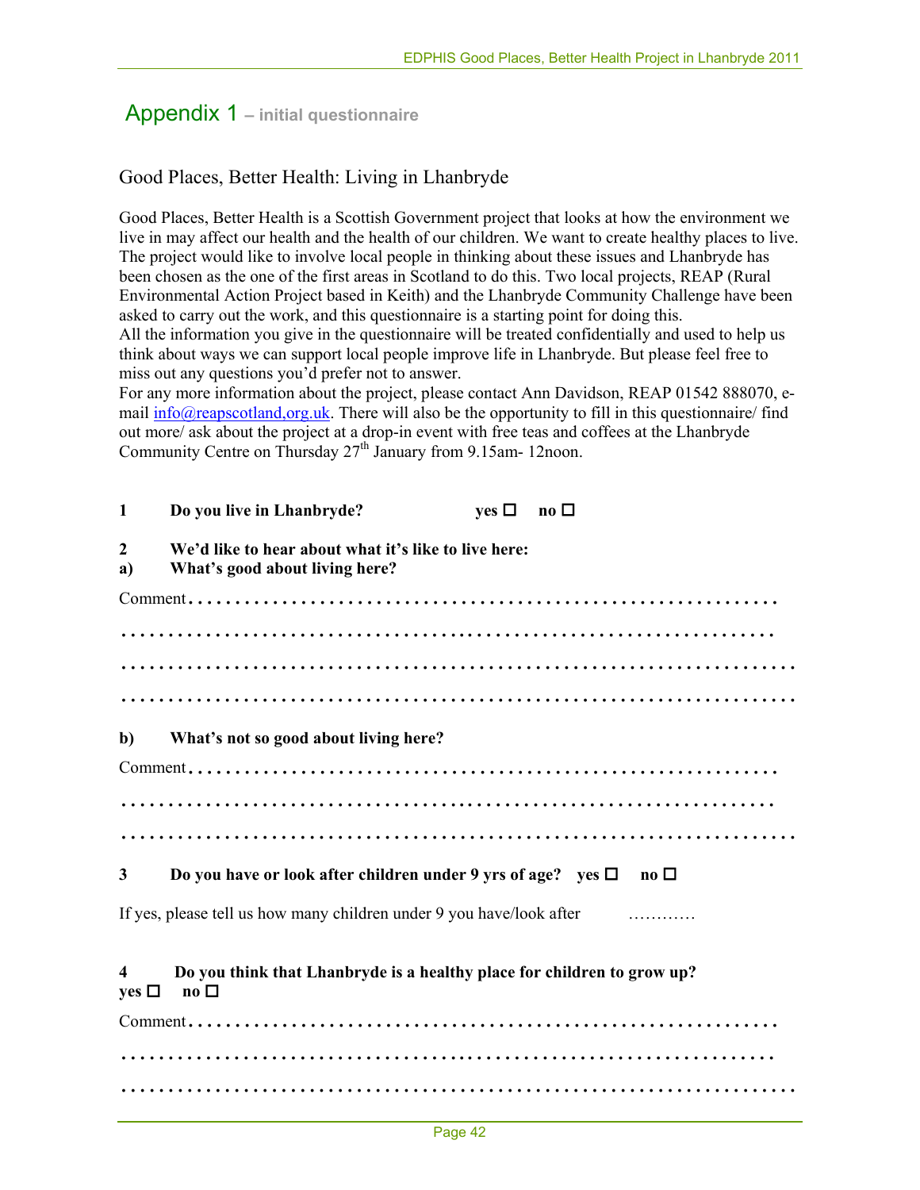# Appendix 1 – initial questionnaire

## Good Places, Better Health: Living in Lhanbryde

Good Places, Better Health is a Scottish Government project that looks at how the environment we live in may affect our health and the health of our children. We want to create healthy places to live. The project would like to involve local people in thinking about these issues and Lhanbryde has been chosen as the one of the first areas in Scotland to do this. Two local projects, REAP (Rural Environmental Action Project based in Keith) and the Lhanbryde Community Challenge have been asked to carry out the work, and this questionnaire is a starting point for doing this.
All the information you give in the questionnaire will be treated confidentially and used to help us think about ways we can support local people improve life in Lhanbryde. But please feel free to miss out any questions you'd prefer not to answer.
For any more information about the project, please contact Ann Davidson, REAP 01542 888070, e-mail info@reapscotland,org.uk. There will also be the opportunity to fill in this questionnaire/ find out more/ ask about the project at a drop-in event with free teas and coffees at the Lhanbryde Community Centre on Thursday 27th January from 9.15am- 12noon.

**1 Do you live in Lhanbryde?** **yes ☐ no ☐**

**2 We'd like to hear about what it's like to live here:**

**a) What's good about living here?**

Comment.............................................................

.......................................................................

.......................................................................

.......................................................................

**b) What's not so good about living here?**

Comment.............................................................

.......................................................................

.......................................................................

**3 Do you have or look after children under 9 yrs of age?** **yes ☐ no ☐**

If yes, please tell us how many children under 9 you have/look after …………

**4 Do you think that Lhanbryde is a healthy place for children to grow up?**
**yes ☐ no ☐**

Comment.............................................................

.......................................................................

.......................................................................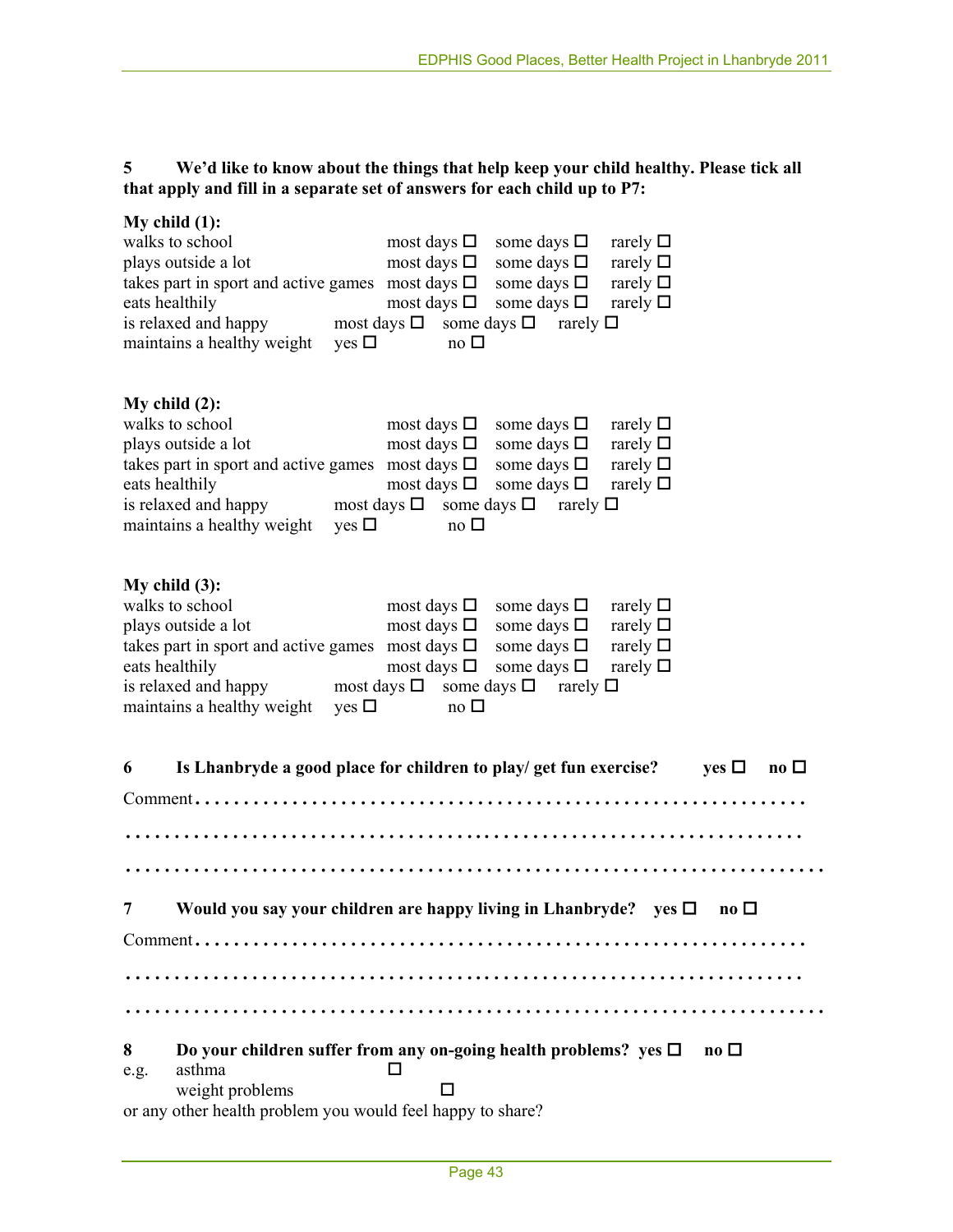**5 We'd like to know about the things that help keep your child healthy. Please tick all that apply and fill in a separate set of answers for each child up to P7:**

**My child (1):**

| | | | |
|---|---|---|---|
| walks to school | most days ☐ | some days ☐ | rarely ☐ |
| plays outside a lot | most days ☐ | some days ☐ | rarely ☐ |
| takes part in sport and active games | most days ☐ | some days ☐ | rarely ☐ |
| eats healthily | most days ☐ | some days ☐ | rarely ☐ |
| is relaxed and happy | most days ☐ | some days ☐ | rarely ☐ |
| maintains a healthy weight | yes ☐ | no ☐ | |

**My child (2):**

| | | | |
|---|---|---|---|
| walks to school | most days ☐ | some days ☐ | rarely ☐ |
| plays outside a lot | most days ☐ | some days ☐ | rarely ☐ |
| takes part in sport and active games | most days ☐ | some days ☐ | rarely ☐ |
| eats healthily | most days ☐ | some days ☐ | rarely ☐ |
| is relaxed and happy | most days ☐ | some days ☐ | rarely ☐ |
| maintains a healthy weight | yes ☐ | no ☐ | |

**My child (3):**

| | | | |
|---|---|---|---|
| walks to school | most days ☐ | some days ☐ | rarely ☐ |
| plays outside a lot | most days ☐ | some days ☐ | rarely ☐ |
| takes part in sport and active games | most days ☐ | some days ☐ | rarely ☐ |
| eats healthily | most days ☐ | some days ☐ | rarely ☐ |
| is relaxed and happy | most days ☐ | some days ☐ | rarely ☐ |
| maintains a healthy weight | yes ☐ | no ☐ | |

**6 Is Lhanbryde a good place for children to play/ get fun exercise?** **yes ☐ no ☐**

Comment.............................................................................

.............................................................................

.............................................................................

**7 Would you say your children are happy living in Lhanbryde?** **yes ☐ no ☐**

Comment.............................................................................

.............................................................................

.............................................................................

**8 Do your children suffer from any on-going health problems?** **yes ☐ no ☐**

e.g. asthma ☐

weight problems ☐

or any other health problem you would feel happy to share?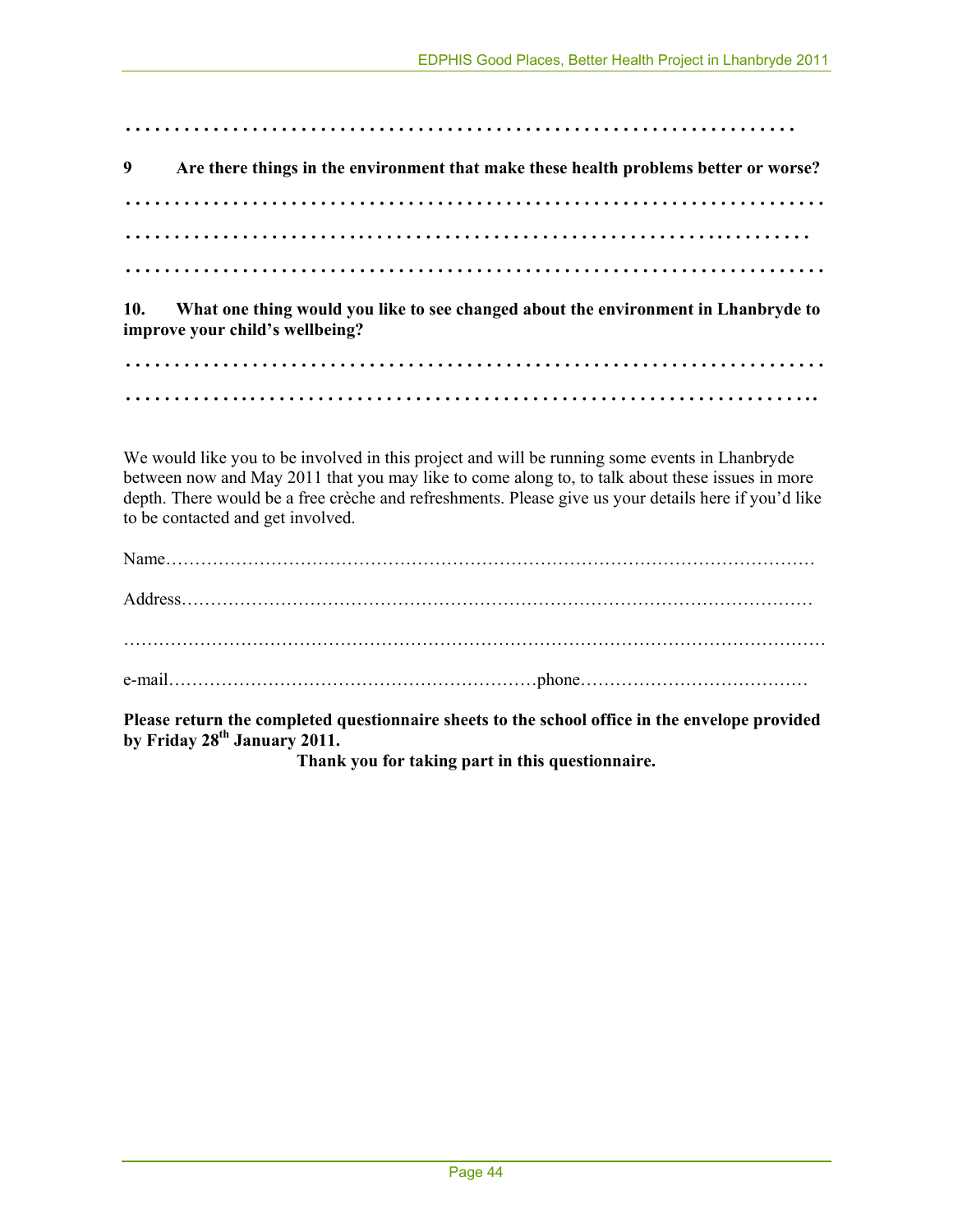. . . . . . . . . . . . . . . . . . . . . . . . . . . . . . . . . . . . . . . . . . . . . . . . . . . . . . . . . . . . . . . . . .

**9 Are there things in the environment that make these health problems better or worse?**

. . . . . . . . . . . . . . . . . . . . . . . . . . . . . . . . . . . . . . . . . . . . . . . . . . . . . . . . . . . . . . . . . . . . .

. . . . . . . . . . . . . . . . . . . . . . . . . . . . . . . . . . . . . . . . . . . . . . . . . . . . . . . . . . . . . . . . . . .

. . . . . . . . . . . . . . . . . . . . . . . . . . . . . . . . . . . . . . . . . . . . . . . . . . . . . . . . . . . . . . . . . . . . .

**10. What one thing would you like to see changed about the environment in Lhanbryde to improve your child's wellbeing?**

. . . . . . . . . . . . . . . . . . . . . . . . . . . . . . . . . . . . . . . . . . . . . . . . . . . . . . . . . . . . . . . . . . . . .

. . . . . . . . . . . . . . . . . . . . . . . . . . . . . . . . . . . . . . . . . . . . . . . . . . . . . . . . . . . . . . . . . . . .

We would like you to be involved in this project and will be running some events in Lhanbryde between now and May 2011 that you may like to come along to, to talk about these issues in more depth. There would be a free crèche and refreshments. Please give us your details here if you'd like to be contacted and get involved.

Name…………………………………………………………………………………………………

Address………………………………………………………………………………………………

………………………………………………………………………………………………………………

e-mail………………………………………………………phone…………………………………

**Please return the completed questionnaire sheets to the school office in the envelope provided by Friday 28th January 2011.**

**Thank you for taking part in this questionnaire.**